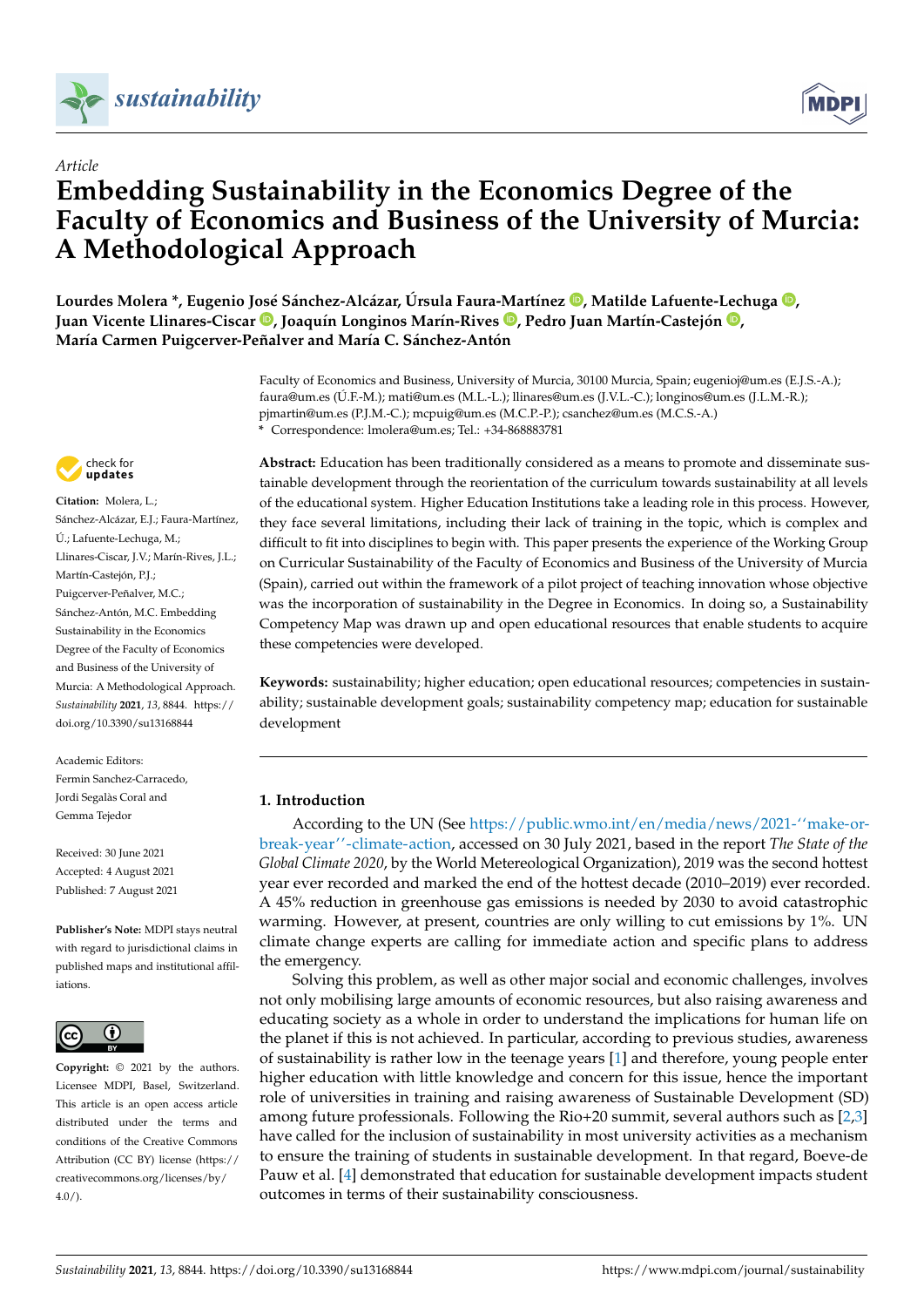*Article*

# Embedding Sustainability in the Economics Degree of the Faculty of Economics and Business of the University of Murcia: A Methodological Approach

**Lourdes Molera \*, Eugenio José Sánchez-Alcázar, Úrsula Faura-Martínez, Matilde Lafuente-Lechuga, Juan Vicente Llinares-Ciscar, Joaquín Longinos Marín-Rives, Pedro Juan Martín-Castejón, María Carmen Puigcerver-Peñalver and María C. Sánchez-Antón**

Faculty of Economics and Business, University of Murcia, 30100 Murcia, Spain; eugenioj@um.es (E.J.S.-A.); faura@um.es (Ú.F.-M.); mati@um.es (M.L.-L.); llinares@um.es (J.V.L.-C.); longinos@um.es (J.L.M.-R.); pjmartin@um.es (P.J.M.-C.); mcpuig@um.es (M.C.P.-P.); csanchez@um.es (M.C.S.-A.)
\* Correspondence: lmolera@um.es; Tel.: +34-868883781

**Citation:** Molera, L.; Sánchez-Alcázar, E.J.; Faura-Martínez, Ú.; Lafuente-Lechuga, M.; Llinares-Ciscar, J.V.; Marín-Rives, J.L.; Martín-Castejón, P.J.; Puigcerver-Peñalver, M.C.; Sánchez-Antón, M.C. Embedding Sustainability in the Economics Degree of the Faculty of Economics and Business of the University of Murcia: A Methodological Approach. *Sustainability* **2021**, *13*, 8844. https://doi.org/10.3390/su13168844

Academic Editors: Fermin Sanchez-Carracedo, Jordi Segalàs Coral and Gemma Tejedor

Received: 30 June 2021
Accepted: 4 August 2021
Published: 7 August 2021

**Publisher's Note:** MDPI stays neutral with regard to jurisdictional claims in published maps and institutional affiliations.

**Copyright:** © 2021 by the authors. Licensee MDPI, Basel, Switzerland. This article is an open access article distributed under the terms and conditions of the Creative Commons Attribution (CC BY) license (https://creativecommons.org/licenses/by/4.0/).

**Abstract:** Education has been traditionally considered as a means to promote and disseminate sustainable development through the reorientation of the curriculum towards sustainability at all levels of the educational system. Higher Education Institutions take a leading role in this process. However, they face several limitations, including their lack of training in the topic, which is complex and difficult to fit into disciplines to begin with. This paper presents the experience of the Working Group on Curricular Sustainability of the Faculty of Economics and Business of the University of Murcia (Spain), carried out within the framework of a pilot project of teaching innovation whose objective was the incorporation of sustainability in the Degree in Economics. In doing so, a Sustainability Competency Map was drawn up and open educational resources that enable students to acquire these competencies were developed.

**Keywords:** sustainability; higher education; open educational resources; competencies in sustainability; sustainable development goals; sustainability competency map; education for sustainable development

## 1. Introduction

According to the UN (See https://public.wmo.int/en/media/news/2021-''make-or-break-year''-climate-action, accessed on 30 July 2021, based in the report *The State of the Global Climate 2020*, by the World Metereological Organization), 2019 was the second hottest year ever recorded and marked the end of the hottest decade (2010–2019) ever recorded. A 45% reduction in greenhouse gas emissions is needed by 2030 to avoid catastrophic warming. However, at present, countries are only willing to cut emissions by 1%. UN climate change experts are calling for immediate action and specific plans to address the emergency.

Solving this problem, as well as other major social and economic challenges, involves not only mobilising large amounts of economic resources, but also raising awareness and educating society as a whole in order to understand the implications for human life on the planet if this is not achieved. In particular, according to previous studies, awareness of sustainability is rather low in the teenage years [1] and therefore, young people enter higher education with little knowledge and concern for this issue, hence the important role of universities in training and raising awareness of Sustainable Development (SD) among future professionals. Following the Rio+20 summit, several authors such as [2,3] have called for the inclusion of sustainability in most university activities as a mechanism to ensure the training of students in sustainable development. In that regard, Boeve-de Pauw et al. [4] demonstrated that education for sustainable development impacts student outcomes in terms of their sustainability consciousness.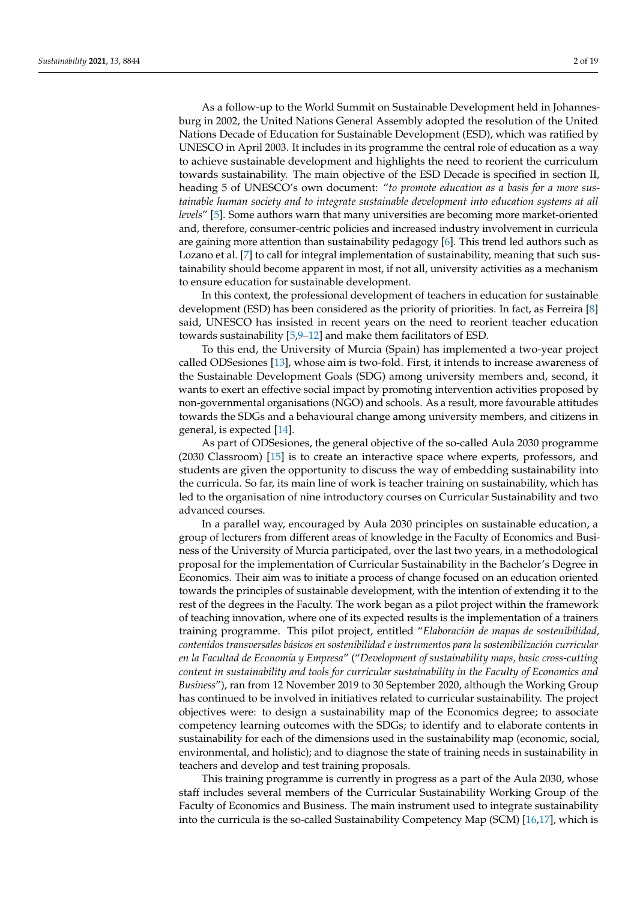As a follow-up to the World Summit on Sustainable Development held in Johannesburg in 2002, the United Nations General Assembly adopted the resolution of the United Nations Decade of Education for Sustainable Development (ESD), which was ratified by UNESCO in April 2003. It includes in its programme the central role of education as a way to achieve sustainable development and highlights the need to reorient the curriculum towards sustainability. The main objective of the ESD Decade is specified in section II, heading 5 of UNESCO's own document: "*to promote education as a basis for a more sustainable human society and to integrate sustainable development into education systems at all levels*" [5]. Some authors warn that many universities are becoming more market-oriented and, therefore, consumer-centric policies and increased industry involvement in curricula are gaining more attention than sustainability pedagogy [6]. This trend led authors such as Lozano et al. [7] to call for integral implementation of sustainability, meaning that such sustainability should become apparent in most, if not all, university activities as a mechanism to ensure education for sustainable development.

In this context, the professional development of teachers in education for sustainable development (ESD) has been considered as the priority of priorities. In fact, as Ferreira [8] said, UNESCO has insisted in recent years on the need to reorient teacher education towards sustainability [5,9–12] and make them facilitators of ESD.

To this end, the University of Murcia (Spain) has implemented a two-year project called ODSesiones [13], whose aim is two-fold. First, it intends to increase awareness of the Sustainable Development Goals (SDG) among university members and, second, it wants to exert an effective social impact by promoting intervention activities proposed by non-governmental organisations (NGO) and schools. As a result, more favourable attitudes towards the SDGs and a behavioural change among university members, and citizens in general, is expected [14].

As part of ODSesiones, the general objective of the so-called Aula 2030 programme (2030 Classroom) [15] is to create an interactive space where experts, professors, and students are given the opportunity to discuss the way of embedding sustainability into the curricula. So far, its main line of work is teacher training on sustainability, which has led to the organisation of nine introductory courses on Curricular Sustainability and two advanced courses.

In a parallel way, encouraged by Aula 2030 principles on sustainable education, a group of lecturers from different areas of knowledge in the Faculty of Economics and Business of the University of Murcia participated, over the last two years, in a methodological proposal for the implementation of Curricular Sustainability in the Bachelor's Degree in Economics. Their aim was to initiate a process of change focused on an education oriented towards the principles of sustainable development, with the intention of extending it to the rest of the degrees in the Faculty. The work began as a pilot project within the framework of teaching innovation, where one of its expected results is the implementation of a trainers training programme. This pilot project, entitled "*Elaboración de mapas de sostenibilidad, contenidos transversales básicos en sostenibilidad e instrumentos para la sostenibilización curricular en la Facultad de Economía y Empresa*" ("*Development of sustainability maps, basic cross-cutting content in sustainability and tools for curricular sustainability in the Faculty of Economics and Business*"), ran from 12 November 2019 to 30 September 2020, although the Working Group has continued to be involved in initiatives related to curricular sustainability. The project objectives were: to design a sustainability map of the Economics degree; to associate competency learning outcomes with the SDGs; to identify and to elaborate contents in sustainability for each of the dimensions used in the sustainability map (economic, social, environmental, and holistic); and to diagnose the state of training needs in sustainability in teachers and develop and test training proposals.

This training programme is currently in progress as a part of the Aula 2030, whose staff includes several members of the Curricular Sustainability Working Group of the Faculty of Economics and Business. The main instrument used to integrate sustainability into the curricula is the so-called Sustainability Competency Map (SCM) [16,17], which is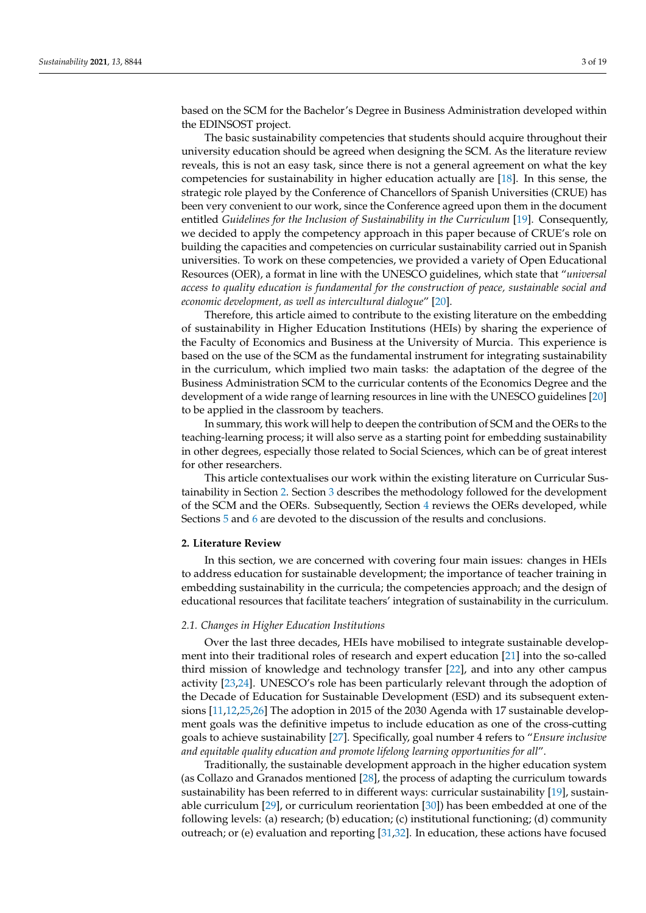based on the SCM for the Bachelor's Degree in Business Administration developed within the EDINSOST project.

The basic sustainability competencies that students should acquire throughout their university education should be agreed when designing the SCM. As the literature review reveals, this is not an easy task, since there is not a general agreement on what the key competencies for sustainability in higher education actually are [18]. In this sense, the strategic role played by the Conference of Chancellors of Spanish Universities (CRUE) has been very convenient to our work, since the Conference agreed upon them in the document entitled *Guidelines for the Inclusion of Sustainability in the Curriculum* [19]. Consequently, we decided to apply the competency approach in this paper because of CRUE's role on building the capacities and competencies on curricular sustainability carried out in Spanish universities. To work on these competencies, we provided a variety of Open Educational Resources (OER), a format in line with the UNESCO guidelines, which state that "*universal access to quality education is fundamental for the construction of peace, sustainable social and economic development, as well as intercultural dialogue*" [20].

Therefore, this article aimed to contribute to the existing literature on the embedding of sustainability in Higher Education Institutions (HEIs) by sharing the experience of the Faculty of Economics and Business at the University of Murcia. This experience is based on the use of the SCM as the fundamental instrument for integrating sustainability in the curriculum, which implied two main tasks: the adaptation of the degree of the Business Administration SCM to the curricular contents of the Economics Degree and the development of a wide range of learning resources in line with the UNESCO guidelines [20] to be applied in the classroom by teachers.

In summary, this work will help to deepen the contribution of SCM and the OERs to the teaching-learning process; it will also serve as a starting point for embedding sustainability in other degrees, especially those related to Social Sciences, which can be of great interest for other researchers.

This article contextualises our work within the existing literature on Curricular Sustainability in Section 2. Section 3 describes the methodology followed for the development of the SCM and the OERs. Subsequently, Section 4 reviews the OERs developed, while Sections 5 and 6 are devoted to the discussion of the results and conclusions.

## 2. Literature Review

In this section, we are concerned with covering four main issues: changes in HEIs to address education for sustainable development; the importance of teacher training in embedding sustainability in the curricula; the competencies approach; and the design of educational resources that facilitate teachers' integration of sustainability in the curriculum.

### 2.1. Changes in Higher Education Institutions

Over the last three decades, HEIs have mobilised to integrate sustainable development into their traditional roles of research and expert education [21] into the so-called third mission of knowledge and technology transfer [22], and into any other campus activity [23,24]. UNESCO's role has been particularly relevant through the adoption of the Decade of Education for Sustainable Development (ESD) and its subsequent extensions [11,12,25,26] The adoption in 2015 of the 2030 Agenda with 17 sustainable development goals was the definitive impetus to include education as one of the cross-cutting goals to achieve sustainability [27]. Specifically, goal number 4 refers to "*Ensure inclusive and equitable quality education and promote lifelong learning opportunities for all*".

Traditionally, the sustainable development approach in the higher education system (as Collazo and Granados mentioned [28], the process of adapting the curriculum towards sustainability has been referred to in different ways: curricular sustainability [19], sustainable curriculum [29], or curriculum reorientation [30]) has been embedded at one of the following levels: (a) research; (b) education; (c) institutional functioning; (d) community outreach; or (e) evaluation and reporting [31,32]. In education, these actions have focused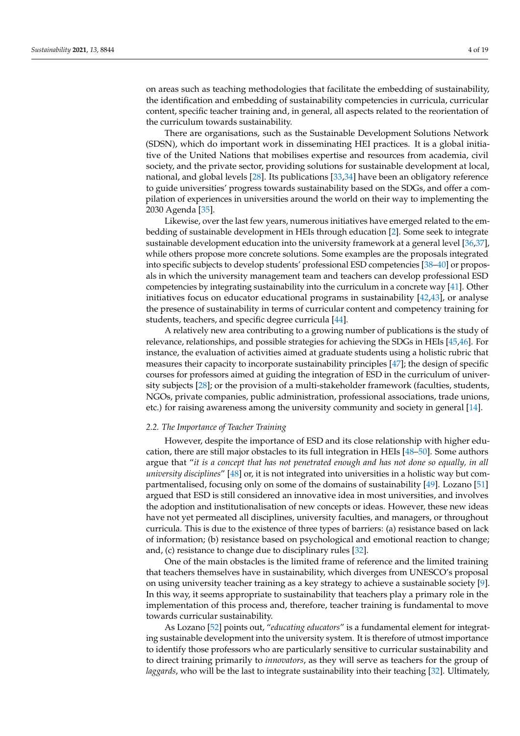on areas such as teaching methodologies that facilitate the embedding of sustainability, the identification and embedding of sustainability competencies in curricula, curricular content, specific teacher training and, in general, all aspects related to the reorientation of the curriculum towards sustainability.

There are organisations, such as the Sustainable Development Solutions Network (SDSN), which do important work in disseminating HEI practices. It is a global initiative of the United Nations that mobilises expertise and resources from academia, civil society, and the private sector, providing solutions for sustainable development at local, national, and global levels [28]. Its publications [33,34] have been an obligatory reference to guide universities' progress towards sustainability based on the SDGs, and offer a compilation of experiences in universities around the world on their way to implementing the 2030 Agenda [35].

Likewise, over the last few years, numerous initiatives have emerged related to the embedding of sustainable development in HEIs through education [2]. Some seek to integrate sustainable development education into the university framework at a general level [36,37], while others propose more concrete solutions. Some examples are the proposals integrated into specific subjects to develop students' professional ESD competencies [38–40] or proposals in which the university management team and teachers can develop professional ESD competencies by integrating sustainability into the curriculum in a concrete way [41]. Other initiatives focus on educator educational programs in sustainability [42,43], or analyse the presence of sustainability in terms of curricular content and competency training for students, teachers, and specific degree curricula [44].

A relatively new area contributing to a growing number of publications is the study of relevance, relationships, and possible strategies for achieving the SDGs in HEIs [45,46]. For instance, the evaluation of activities aimed at graduate students using a holistic rubric that measures their capacity to incorporate sustainability principles [47]; the design of specific courses for professors aimed at guiding the integration of ESD in the curriculum of university subjects [28]; or the provision of a multi-stakeholder framework (faculties, students, NGOs, private companies, public administration, professional associations, trade unions, etc.) for raising awareness among the university community and society in general [14].

### *2.2. The Importance of Teacher Training*

However, despite the importance of ESD and its close relationship with higher education, there are still major obstacles to its full integration in HEIs [48–50]. Some authors argue that "*it is a concept that has not penetrated enough and has not done so equally, in all university disciplines*" [48] or, it is not integrated into universities in a holistic way but compartmentalised, focusing only on some of the domains of sustainability [49]. Lozano [51] argued that ESD is still considered an innovative idea in most universities, and involves the adoption and institutionalisation of new concepts or ideas. However, these new ideas have not yet permeated all disciplines, university faculties, and managers, or throughout curricula. This is due to the existence of three types of barriers: (a) resistance based on lack of information; (b) resistance based on psychological and emotional reaction to change; and, (c) resistance to change due to disciplinary rules [32].

One of the main obstacles is the limited frame of reference and the limited training that teachers themselves have in sustainability, which diverges from UNESCO's proposal on using university teacher training as a key strategy to achieve a sustainable society [9]. In this way, it seems appropriate to sustainability that teachers play a primary role in the implementation of this process and, therefore, teacher training is fundamental to move towards curricular sustainability.

As Lozano [52] points out, "*educating educators*" is a fundamental element for integrating sustainable development into the university system. It is therefore of utmost importance to identify those professors who are particularly sensitive to curricular sustainability and to direct training primarily to *innovators*, as they will serve as teachers for the group of *laggards*, who will be the last to integrate sustainability into their teaching [32]. Ultimately,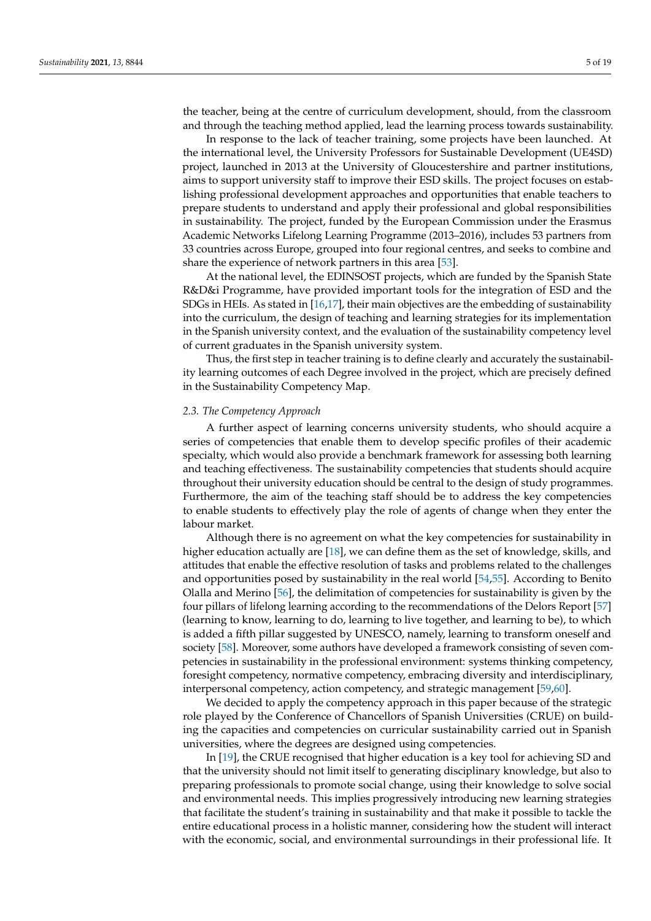the teacher, being at the centre of curriculum development, should, from the classroom and through the teaching method applied, lead the learning process towards sustainability.

In response to the lack of teacher training, some projects have been launched. At the international level, the University Professors for Sustainable Development (UE4SD) project, launched in 2013 at the University of Gloucestershire and partner institutions, aims to support university staff to improve their ESD skills. The project focuses on establishing professional development approaches and opportunities that enable teachers to prepare students to understand and apply their professional and global responsibilities in sustainability. The project, funded by the European Commission under the Erasmus Academic Networks Lifelong Learning Programme (2013–2016), includes 53 partners from 33 countries across Europe, grouped into four regional centres, and seeks to combine and share the experience of network partners in this area [53].

At the national level, the EDINSOST projects, which are funded by the Spanish State R&D&i Programme, have provided important tools for the integration of ESD and the SDGs in HEIs. As stated in [16,17], their main objectives are the embedding of sustainability into the curriculum, the design of teaching and learning strategies for its implementation in the Spanish university context, and the evaluation of the sustainability competency level of current graduates in the Spanish university system.

Thus, the first step in teacher training is to define clearly and accurately the sustainability learning outcomes of each Degree involved in the project, which are precisely defined in the Sustainability Competency Map.

### *2.3. The Competency Approach*

A further aspect of learning concerns university students, who should acquire a series of competencies that enable them to develop specific profiles of their academic specialty, which would also provide a benchmark framework for assessing both learning and teaching effectiveness. The sustainability competencies that students should acquire throughout their university education should be central to the design of study programmes. Furthermore, the aim of the teaching staff should be to address the key competencies to enable students to effectively play the role of agents of change when they enter the labour market.

Although there is no agreement on what the key competencies for sustainability in higher education actually are [18], we can define them as the set of knowledge, skills, and attitudes that enable the effective resolution of tasks and problems related to the challenges and opportunities posed by sustainability in the real world [54,55]. According to Benito Olalla and Merino [56], the delimitation of competencies for sustainability is given by the four pillars of lifelong learning according to the recommendations of the Delors Report [57] (learning to know, learning to do, learning to live together, and learning to be), to which is added a fifth pillar suggested by UNESCO, namely, learning to transform oneself and society [58]. Moreover, some authors have developed a framework consisting of seven competencies in sustainability in the professional environment: systems thinking competency, foresight competency, normative competency, embracing diversity and interdisciplinary, interpersonal competency, action competency, and strategic management [59,60].

We decided to apply the competency approach in this paper because of the strategic role played by the Conference of Chancellors of Spanish Universities (CRUE) on building the capacities and competencies on curricular sustainability carried out in Spanish universities, where the degrees are designed using competencies.

In [19], the CRUE recognised that higher education is a key tool for achieving SD and that the university should not limit itself to generating disciplinary knowledge, but also to preparing professionals to promote social change, using their knowledge to solve social and environmental needs. This implies progressively introducing new learning strategies that facilitate the student's training in sustainability and that make it possible to tackle the entire educational process in a holistic manner, considering how the student will interact with the economic, social, and environmental surroundings in their professional life. It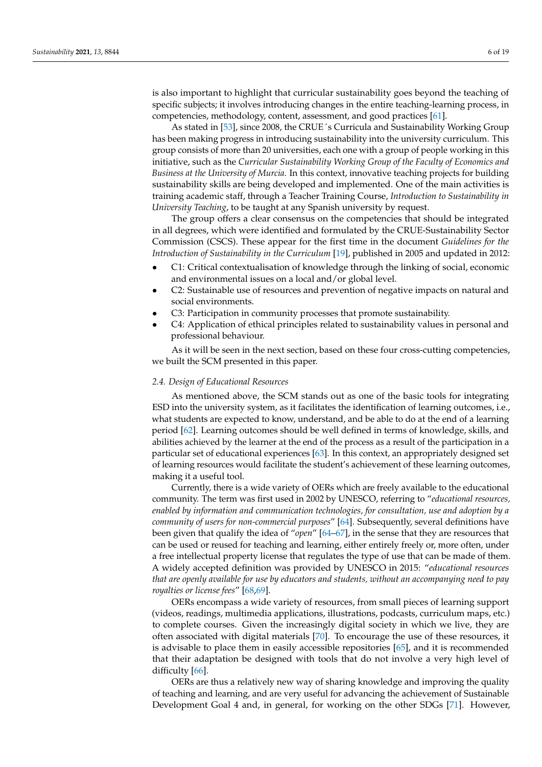is also important to highlight that curricular sustainability goes beyond the teaching of specific subjects; it involves introducing changes in the entire teaching-learning process, in competencies, methodology, content, assessment, and good practices [61].

As stated in [53], since 2008, the CRUE´s Curricula and Sustainability Working Group has been making progress in introducing sustainability into the university curriculum. This group consists of more than 20 universities, each one with a group of people working in this initiative, such as the *Curricular Sustainability Working Group of the Faculty of Economics and Business at the University of Murcia*. In this context, innovative teaching projects for building sustainability skills are being developed and implemented. One of the main activities is training academic staff, through a Teacher Training Course, *Introduction to Sustainability in University Teaching*, to be taught at any Spanish university by request.

The group offers a clear consensus on the competencies that should be integrated in all degrees, which were identified and formulated by the CRUE-Sustainability Sector Commission (CSCS). These appear for the first time in the document *Guidelines for the Introduction of Sustainability in the Curriculum* [19], published in 2005 and updated in 2012:

- C1: Critical contextualisation of knowledge through the linking of social, economic and environmental issues on a local and/or global level.
- C2: Sustainable use of resources and prevention of negative impacts on natural and social environments.
- C3: Participation in community processes that promote sustainability.
- C4: Application of ethical principles related to sustainability values in personal and professional behaviour.

As it will be seen in the next section, based on these four cross-cutting competencies, we built the SCM presented in this paper.

### 2.4. Design of Educational Resources

As mentioned above, the SCM stands out as one of the basic tools for integrating ESD into the university system, as it facilitates the identification of learning outcomes, i.e., what students are expected to know, understand, and be able to do at the end of a learning period [62]. Learning outcomes should be well defined in terms of knowledge, skills, and abilities achieved by the learner at the end of the process as a result of the participation in a particular set of educational experiences [63]. In this context, an appropriately designed set of learning resources would facilitate the student's achievement of these learning outcomes, making it a useful tool.

Currently, there is a wide variety of OERs which are freely available to the educational community. The term was first used in 2002 by UNESCO, referring to "*educational resources, enabled by information and communication technologies, for consultation, use and adoption by a community of users for non-commercial purposes*" [64]. Subsequently, several definitions have been given that qualify the idea of "*open*" [64–67], in the sense that they are resources that can be used or reused for teaching and learning, either entirely freely or, more often, under a free intellectual property license that regulates the type of use that can be made of them. A widely accepted definition was provided by UNESCO in 2015: "*educational resources that are openly available for use by educators and students, without an accompanying need to pay royalties or license fees*" [68,69].

OERs encompass a wide variety of resources, from small pieces of learning support (videos, readings, multimedia applications, illustrations, podcasts, curriculum maps, etc.) to complete courses. Given the increasingly digital society in which we live, they are often associated with digital materials [70]. To encourage the use of these resources, it is advisable to place them in easily accessible repositories [65], and it is recommended that their adaptation be designed with tools that do not involve a very high level of difficulty [66].

OERs are thus a relatively new way of sharing knowledge and improving the quality of teaching and learning, and are very useful for advancing the achievement of Sustainable Development Goal 4 and, in general, for working on the other SDGs [71]. However,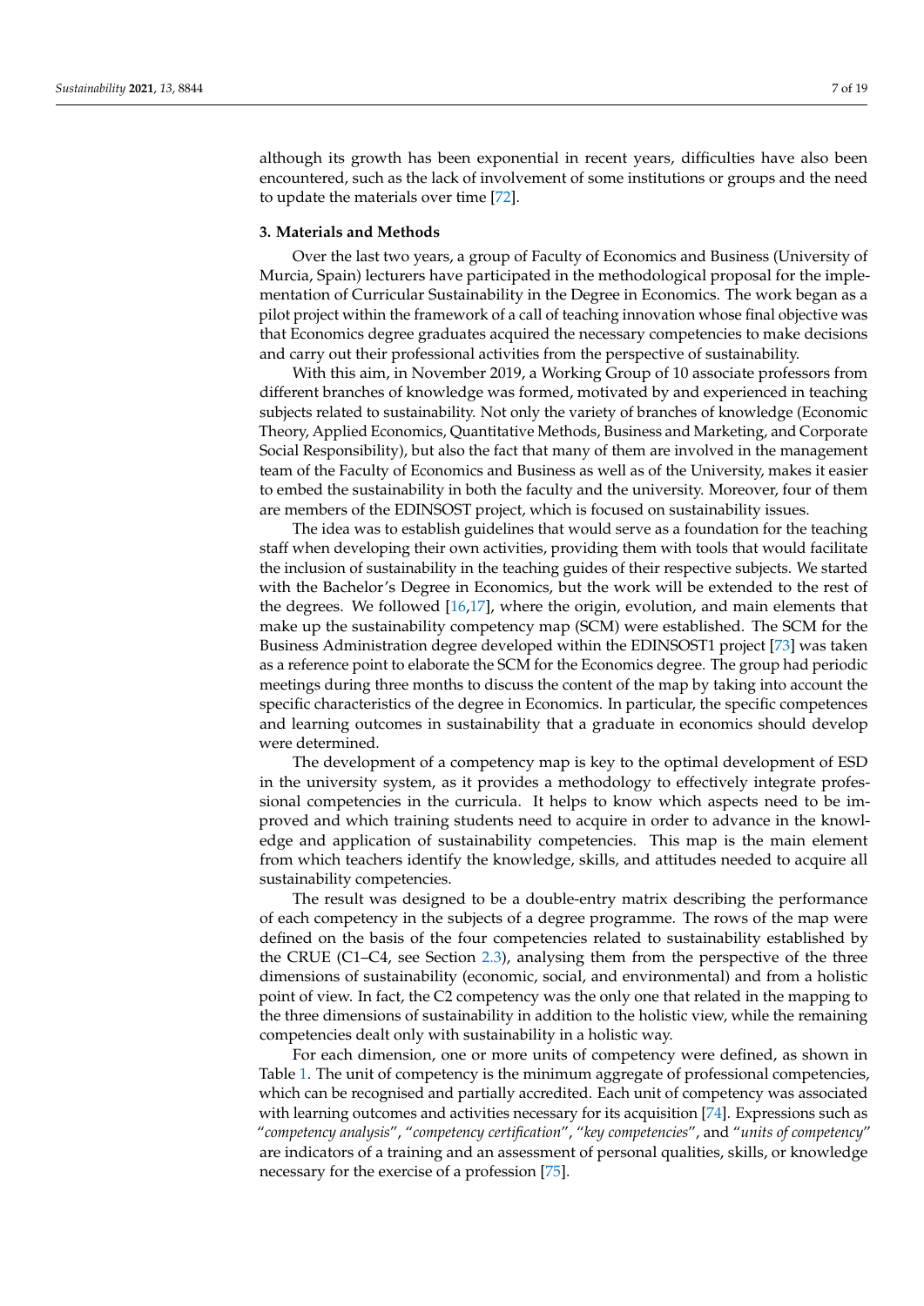although its growth has been exponential in recent years, difficulties have also been encountered, such as the lack of involvement of some institutions or groups and the need to update the materials over time [72].

## 3. Materials and Methods

Over the last two years, a group of Faculty of Economics and Business (University of Murcia, Spain) lecturers have participated in the methodological proposal for the implementation of Curricular Sustainability in the Degree in Economics. The work began as a pilot project within the framework of a call of teaching innovation whose final objective was that Economics degree graduates acquired the necessary competencies to make decisions and carry out their professional activities from the perspective of sustainability.

With this aim, in November 2019, a Working Group of 10 associate professors from different branches of knowledge was formed, motivated by and experienced in teaching subjects related to sustainability. Not only the variety of branches of knowledge (Economic Theory, Applied Economics, Quantitative Methods, Business and Marketing, and Corporate Social Responsibility), but also the fact that many of them are involved in the management team of the Faculty of Economics and Business as well as of the University, makes it easier to embed the sustainability in both the faculty and the university. Moreover, four of them are members of the EDINSOST project, which is focused on sustainability issues.

The idea was to establish guidelines that would serve as a foundation for the teaching staff when developing their own activities, providing them with tools that would facilitate the inclusion of sustainability in the teaching guides of their respective subjects. We started with the Bachelor's Degree in Economics, but the work will be extended to the rest of the degrees. We followed [16,17], where the origin, evolution, and main elements that make up the sustainability competency map (SCM) were established. The SCM for the Business Administration degree developed within the EDINSOST1 project [73] was taken as a reference point to elaborate the SCM for the Economics degree. The group had periodic meetings during three months to discuss the content of the map by taking into account the specific characteristics of the degree in Economics. In particular, the specific competences and learning outcomes in sustainability that a graduate in economics should develop were determined.

The development of a competency map is key to the optimal development of ESD in the university system, as it provides a methodology to effectively integrate professional competencies in the curricula. It helps to know which aspects need to be improved and which training students need to acquire in order to advance in the knowledge and application of sustainability competencies. This map is the main element from which teachers identify the knowledge, skills, and attitudes needed to acquire all sustainability competencies.

The result was designed to be a double-entry matrix describing the performance of each competency in the subjects of a degree programme. The rows of the map were defined on the basis of the four competencies related to sustainability established by the CRUE (C1–C4, see Section 2.3), analysing them from the perspective of the three dimensions of sustainability (economic, social, and environmental) and from a holistic point of view. In fact, the C2 competency was the only one that related in the mapping to the three dimensions of sustainability in addition to the holistic view, while the remaining competencies dealt only with sustainability in a holistic way.

For each dimension, one or more units of competency were defined, as shown in Table 1. The unit of competency is the minimum aggregate of professional competencies, which can be recognised and partially accredited. Each unit of competency was associated with learning outcomes and activities necessary for its acquisition [74]. Expressions such as "*competency analysis*", "*competency certification*", "*key competencies*", and "*units of competency*" are indicators of a training and an assessment of personal qualities, skills, or knowledge necessary for the exercise of a profession [75].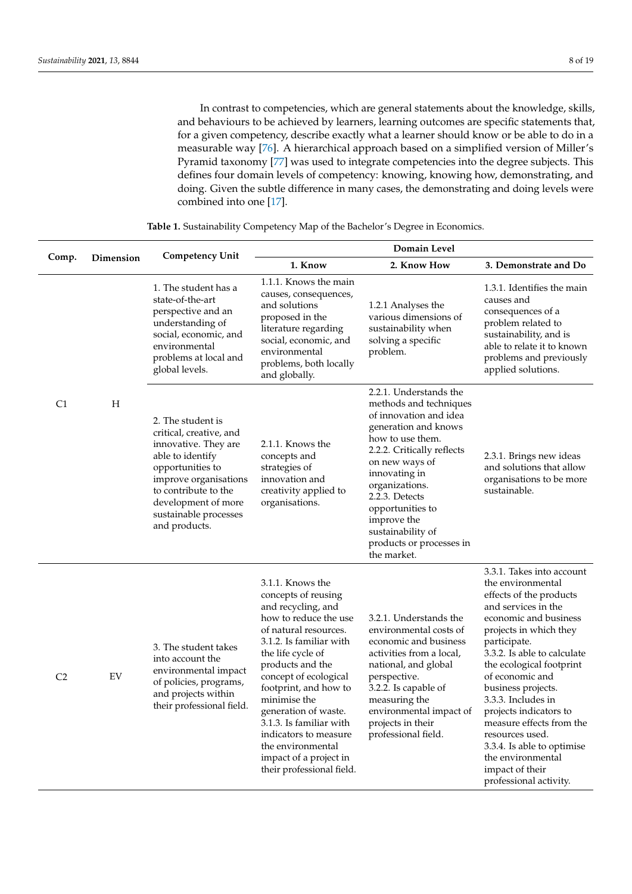In contrast to competencies, which are general statements about the knowledge, skills, and behaviours to be achieved by learners, learning outcomes are specific statements that, for a given competency, describe exactly what a learner should know or be able to do in a measurable way [76]. A hierarchical approach based on a simplified version of Miller's Pyramid taxonomy [77] was used to integrate competencies into the degree subjects. This defines four domain levels of competency: knowing, knowing how, demonstrating, and doing. Given the subtle difference in many cases, the demonstrating and doing levels were combined into one [17].

**Table 1.** Sustainability Competency Map of the Bachelor's Degree in Economics.

| Comp. | Dimension | Competency Unit | Domain Level | | |
|---|---|---|---|---|---|
| | | | **1. Know** | **2. Know How** | **3. Demonstrate and Do** |
| C1 | H | 1. The student has a state-of-the-art perspective and an understanding of social, economic, and environmental problems at local and global levels. | 1.1.1. Knows the main causes, consequences, and solutions proposed in the literature regarding social, economic, and environmental problems, both locally and globally. | 1.2.1 Analyses the various dimensions of sustainability when solving a specific problem. | 1.3.1. Identifies the main causes and consequences of a problem related to sustainability, and is able to relate it to known problems and previously applied solutions. |
| | | 2. The student is critical, creative, and innovative. They are able to identify opportunities to improve organisations to contribute to the development of more sustainable processes and products. | 2.1.1. Knows the concepts and strategies of innovation and creativity applied to organisations. | 2.2.1. Understands the methods and techniques of innovation and idea generation and knows how to use them. 2.2.2. Critically reflects on new ways of innovating in organizations. 2.2.3. Detects opportunities to improve the sustainability of products or processes in the market. | 2.3.1. Brings new ideas and solutions that allow organisations to be more sustainable. |
| C2 | EV | 3. The student takes into account the environmental impact of policies, programs, and projects within their professional field. | 3.1.1. Knows the concepts of reusing and recycling, and how to reduce the use of natural resources. 3.1.2. Is familiar with the life cycle of products and the concept of ecological footprint, and how to minimise the generation of waste. 3.1.3. Is familiar with indicators to measure the environmental impact of a project in their professional field. | 3.2.1. Understands the environmental costs of economic and business activities from a local, national, and global perspective. 3.2.2. Is capable of measuring the environmental impact of projects in their professional field. | 3.3.1. Takes into account the environmental effects of the products and services in the economic and business projects in which they participate. 3.3.2. Is able to calculate the ecological footprint of economic and business projects. 3.3.3. Includes in projects indicators to measure effects from the resources used. 3.3.4. Is able to optimise the environmental impact of their professional activity. |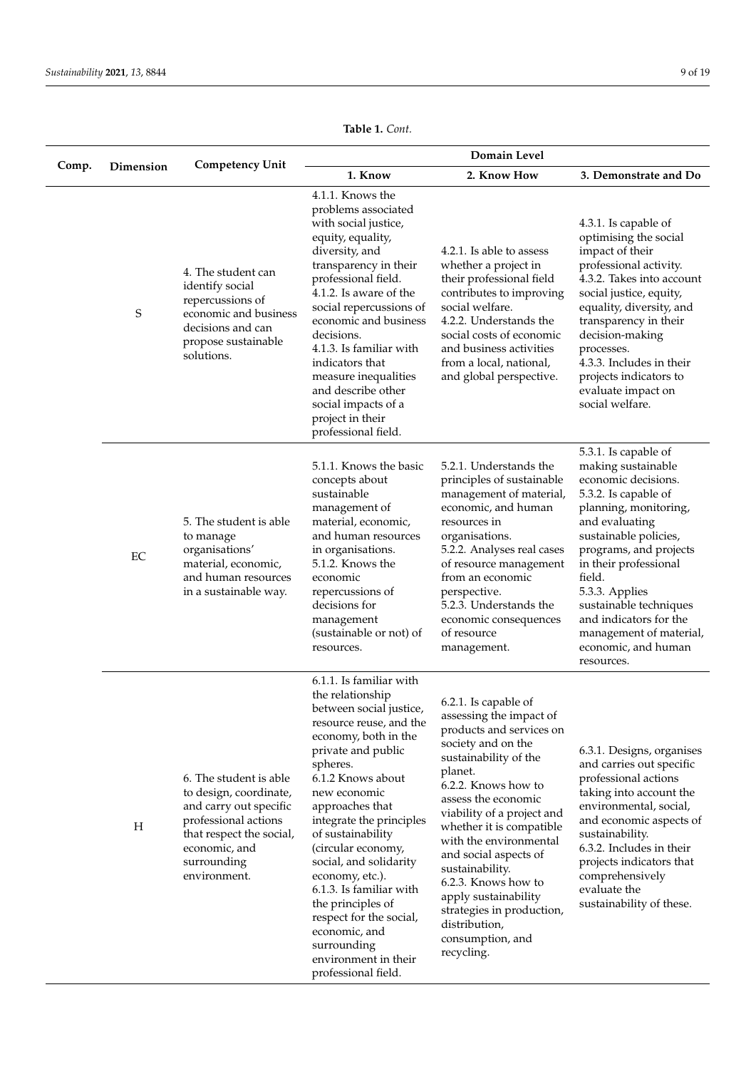**Table 1.** *Cont.*

| Comp. | Dimension | Competency Unit | Domain Level | | |
|---|---|---|---|---|---|
| | | | **1. Know** | **2. Know How** | **3. Demonstrate and Do** |
| | S | 4. The student can identify social repercussions of economic and business decisions and can propose sustainable solutions. | 4.1.1. Knows the problems associated with social justice, equity, equality, diversity, and transparency in their professional field. 4.1.2. Is aware of the social repercussions of economic and business decisions. 4.1.3. Is familiar with indicators that measure inequalities and describe other social impacts of a project in their professional field. | 4.2.1. Is able to assess whether a project in their professional field contributes to improving social welfare. 4.2.2. Understands the social costs of economic and business activities from a local, national, and global perspective. | 4.3.1. Is capable of optimising the social impact of their professional activity. 4.3.2. Takes into account social justice, equity, equality, diversity, and transparency in their decision-making processes. 4.3.3. Includes in their projects indicators to evaluate impact on social welfare. |
| | EC | 5. The student is able to manage organisations' material, economic, and human resources in a sustainable way. | 5.1.1. Knows the basic concepts about sustainable management of material, economic, and human resources in organisations. 5.1.2. Knows the economic repercussions of decisions for management (sustainable or not) of resources. | 5.2.1. Understands the principles of sustainable management of material, economic, and human resources in organisations. 5.2.2. Analyses real cases of resource management from an economic perspective. 5.2.3. Understands the economic consequences of resource management. | 5.3.1. Is capable of making sustainable economic decisions. 5.3.2. Is capable of planning, monitoring, and evaluating sustainable policies, programs, and projects in their professional field. 5.3.3. Applies sustainable techniques and indicators for the management of material, economic, and human resources. |
| | H | 6. The student is able to design, coordinate, and carry out specific professional actions that respect the social, economic, and surrounding environment. | 6.1.1. Is familiar with the relationship between social justice, resource reuse, and the economy, both in the private and public spheres. 6.1.2 Knows about new economic approaches that integrate the principles of sustainability (circular economy, social, and solidarity economy, etc.). 6.1.3. Is familiar with the principles of respect for the social, economic, and surrounding environment in their professional field. | 6.2.1. Is capable of assessing the impact of products and services on society and on the sustainability of the planet. 6.2.2. Knows how to assess the economic viability of a project and whether it is compatible with the environmental and social aspects of sustainability. 6.2.3. Knows how to apply sustainability strategies in production, distribution, consumption, and recycling. | 6.3.1. Designs, organises and carries out specific professional actions taking into account the environmental, social, and economic aspects of sustainability. 6.3.2. Includes in their projects indicators that comprehensively evaluate the sustainability of these. |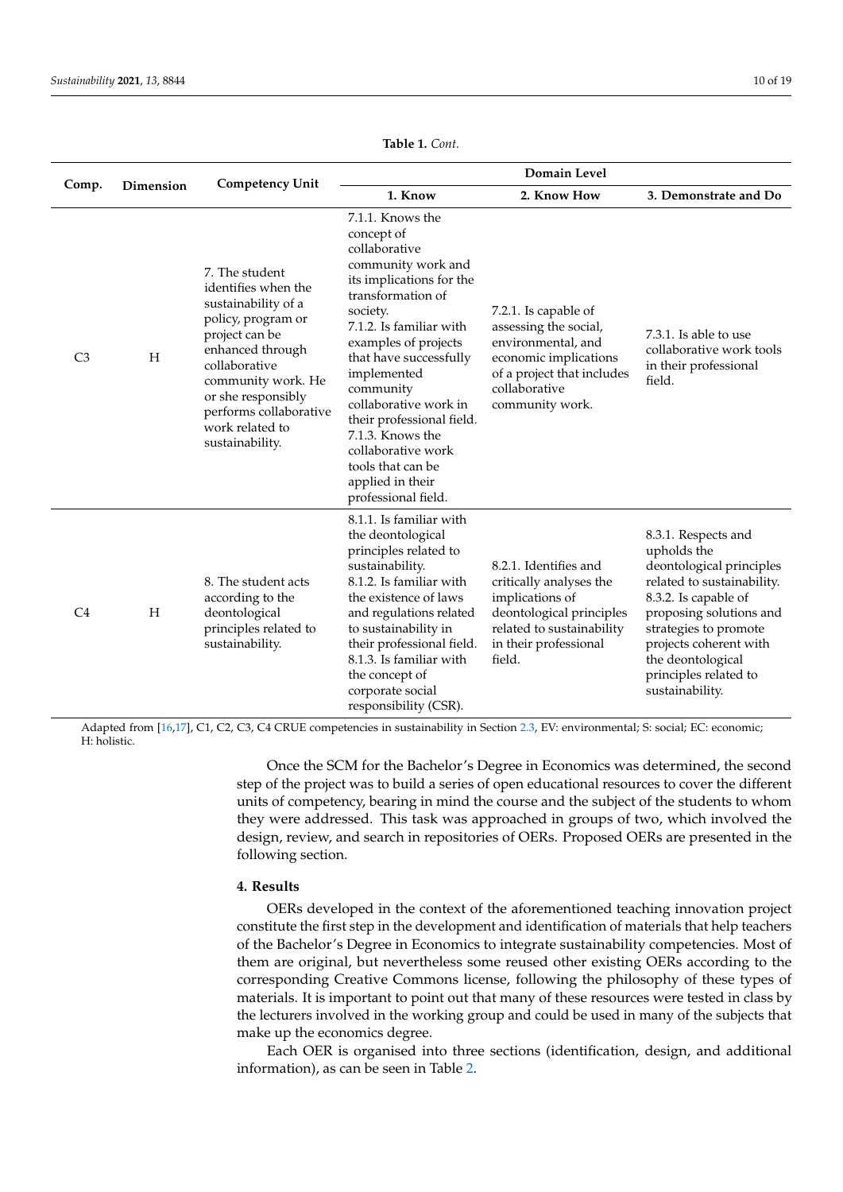**Table 1.** *Cont.*

| Comp. | Dimension | Competency Unit | Domain Level | | |
|---|---|---|---|---|---|
| | | | 1. Know | 2. Know How | 3. Demonstrate and Do |
| C3 | H | 7. The student identifies when the sustainability of a policy, program or project can be enhanced through collaborative community work. He or she responsibly performs collaborative work related to sustainability. | 7.1.1. Knows the concept of collaborative community work and its implications for the transformation of society. 7.1.2. Is familiar with examples of projects that have successfully implemented community collaborative work in their professional field. 7.1.3. Knows the collaborative work tools that can be applied in their professional field. | 7.2.1. Is capable of assessing the social, environmental, and economic implications of a project that includes collaborative community work. | 7.3.1. Is able to use collaborative work tools in their professional field. |
| C4 | H | 8. The student acts according to the deontological principles related to sustainability. | 8.1.1. Is familiar with the deontological principles related to sustainability. 8.1.2. Is familiar with the existence of laws and regulations related to sustainability in their professional field. 8.1.3. Is familiar with the concept of corporate social responsibility (CSR). | 8.2.1. Identifies and critically analyses the implications of deontological principles related to sustainability in their professional field. | 8.3.1. Respects and upholds the deontological principles related to sustainability. 8.3.2. Is capable of proposing solutions and strategies to promote projects coherent with the deontological principles related to sustainability. |

Adapted from [16,17], C1, C2, C3, C4 CRUE competencies in sustainability in Section 2.3, EV: environmental; S: social; EC: economic; H: holistic.

Once the SCM for the Bachelor's Degree in Economics was determined, the second step of the project was to build a series of open educational resources to cover the different units of competency, bearing in mind the course and the subject of the students to whom they were addressed. This task was approached in groups of two, which involved the design, review, and search in repositories of OERs. Proposed OERs are presented in the following section.

## 4. Results

OERs developed in the context of the aforementioned teaching innovation project constitute the first step in the development and identification of materials that help teachers of the Bachelor's Degree in Economics to integrate sustainability competencies. Most of them are original, but nevertheless some reused other existing OERs according to the corresponding Creative Commons license, following the philosophy of these types of materials. It is important to point out that many of these resources were tested in class by the lecturers involved in the working group and could be used in many of the subjects that make up the economics degree.

Each OER is organised into three sections (identification, design, and additional information), as can be seen in Table 2.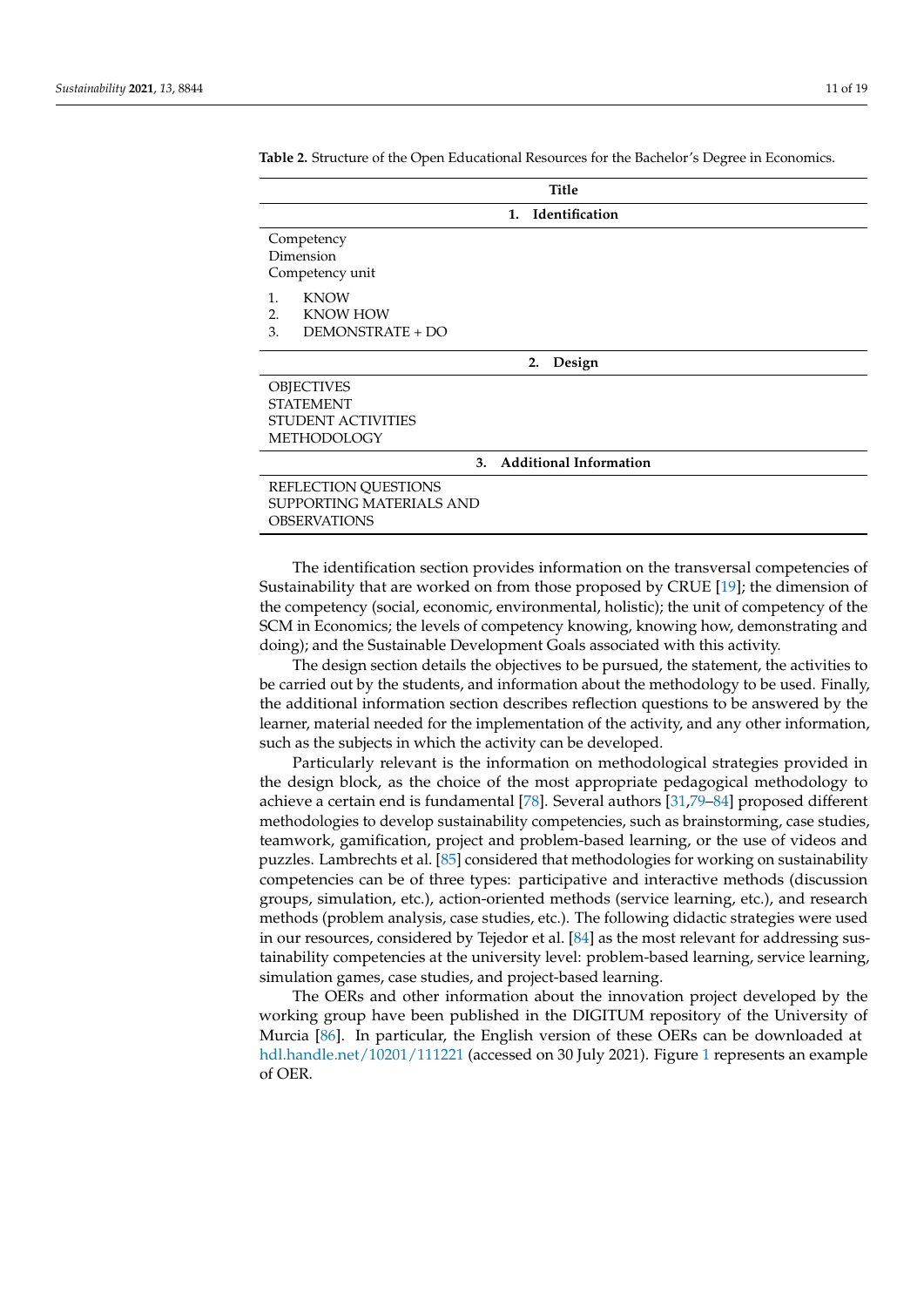**Table 2.** Structure of the Open Educational Resources for the Bachelor's Degree in Economics.

| Title |
| --- |
| **1. Identification** |
| Competency<br>Dimension<br>Competency unit<br>1. KNOW<br>2. KNOW HOW<br>3. DEMONSTRATE + DO |
| **2. Design** |
| OBJECTIVES<br>STATEMENT<br>STUDENT ACTIVITIES<br>METHODOLOGY |
| **3. Additional Information** |
| REFLECTION QUESTIONS<br>SUPPORTING MATERIALS AND OBSERVATIONS |

The identification section provides information on the transversal competencies of Sustainability that are worked on from those proposed by CRUE [19]; the dimension of the competency (social, economic, environmental, holistic); the unit of competency of the SCM in Economics; the levels of competency knowing, knowing how, demonstrating and doing); and the Sustainable Development Goals associated with this activity.

The design section details the objectives to be pursued, the statement, the activities to be carried out by the students, and information about the methodology to be used. Finally, the additional information section describes reflection questions to be answered by the learner, material needed for the implementation of the activity, and any other information, such as the subjects in which the activity can be developed.

Particularly relevant is the information on methodological strategies provided in the design block, as the choice of the most appropriate pedagogical methodology to achieve a certain end is fundamental [78]. Several authors [31,79–84] proposed different methodologies to develop sustainability competencies, such as brainstorming, case studies, teamwork, gamification, project and problem-based learning, or the use of videos and puzzles. Lambrechts et al. [85] considered that methodologies for working on sustainability competencies can be of three types: participative and interactive methods (discussion groups, simulation, etc.), action-oriented methods (service learning, etc.), and research methods (problem analysis, case studies, etc.). The following didactic strategies were used in our resources, considered by Tejedor et al. [84] as the most relevant for addressing sustainability competencies at the university level: problem-based learning, service learning, simulation games, case studies, and project-based learning.

The OERs and other information about the innovation project developed by the working group have been published in the DIGITUM repository of the University of Murcia [86]. In particular, the English version of these OERs can be downloaded at hdl.handle.net/10201/111221 (accessed on 30 July 2021). Figure 1 represents an example of OER.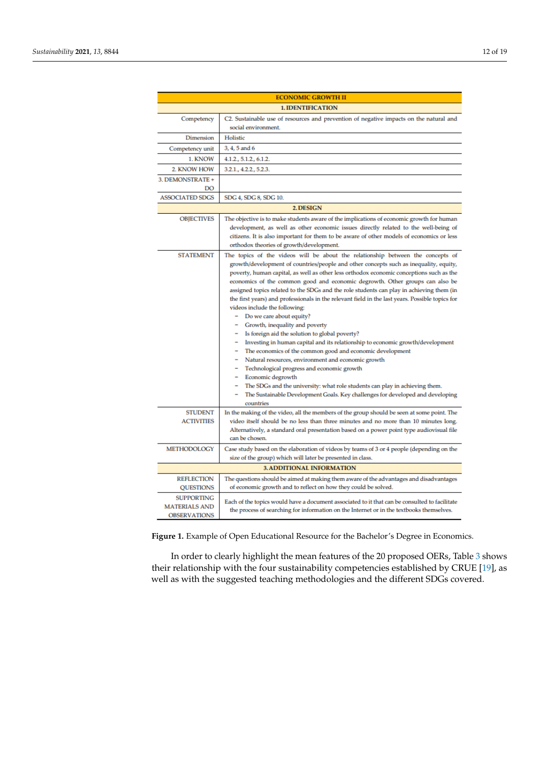| ECONOMIC GROWTH II | |
|---|---|
| **1. IDENTIFICATION** | |
| Competency | C2. Sustainable use of resources and prevention of negative impacts on the natural and social environment. |
| Dimension | Holistic |
| Competency unit | 3, 4, 5 and 6 |
| 1. KNOW | 4.1.2., 5.1.2., 6.1.2. |
| 2. KNOW HOW | 3.2.1., 4.2.2., 5.2.3. |
| 3. DEMONSTRATE + DO | |
| ASSOCIATED SDGS | SDG 4, SDG 8, SDG 10. |
| **2. DESIGN** | |
| OBJECTIVES | The objective is to make students aware of the implications of economic growth for human development, as well as other economic issues directly related to the well-being of citizens. It is also important for them to be aware of other models of economics or less orthodox theories of growth/development. |
| STATEMENT | The topics of the videos will be about the relationship between the concepts of growth/development of countries/people and other concepts such as inequality, equity, poverty, human capital, as well as other less orthodox economic conceptions such as the economics of the common good and economic degrowth. Other groups can also be assigned topics related to the SDGs and the role students can play in achieving them (in the first years) and professionals in the relevant field in the last years. Possible topics for videos include the following: <br>- Do we care about equity? <br>- Growth, inequality and poverty <br>- Is foreign aid the solution to global poverty? <br>- Investing in human capital and its relationship to economic growth/development <br>- The economics of the common good and economic development <br>- Natural resources, environment and economic growth <br>- Technological progress and economic growth <br>- Economic degrowth <br>- The SDGs and the university: what role students can play in achieving them. <br>- The Sustainable Development Goals. Key challenges for developed and developing countries |
| STUDENT ACTIVITIES | In the making of the video, all the members of the group should be seen at some point. The video itself should be no less than three minutes and no more than 10 minutes long. Alternatively, a standard oral presentation based on a power point type audiovisual file can be chosen. |
| METHODOLOGY | Case study based on the elaboration of videos by teams of 3 or 4 people (depending on the size of the group) which will later be presented in class. |
| **3. ADDITIONAL INFORMATION** | |
| REFLECTION QUESTIONS | The questions should be aimed at making them aware of the advantages and disadvantages of economic growth and to reflect on how they could be solved. |
| SUPPORTING MATERIALS AND OBSERVATIONS | Each of the topics would have a document associated to it that can be consulted to facilitate the process of searching for information on the Internet or in the textbooks themselves. |

**Figure 1.** Example of Open Educational Resource for the Bachelor's Degree in Economics.

In order to clearly highlight the mean features of the 20 proposed OERs, Table 3 shows their relationship with the four sustainability competencies established by CRUE [19], as well as with the suggested teaching methodologies and the different SDGs covered.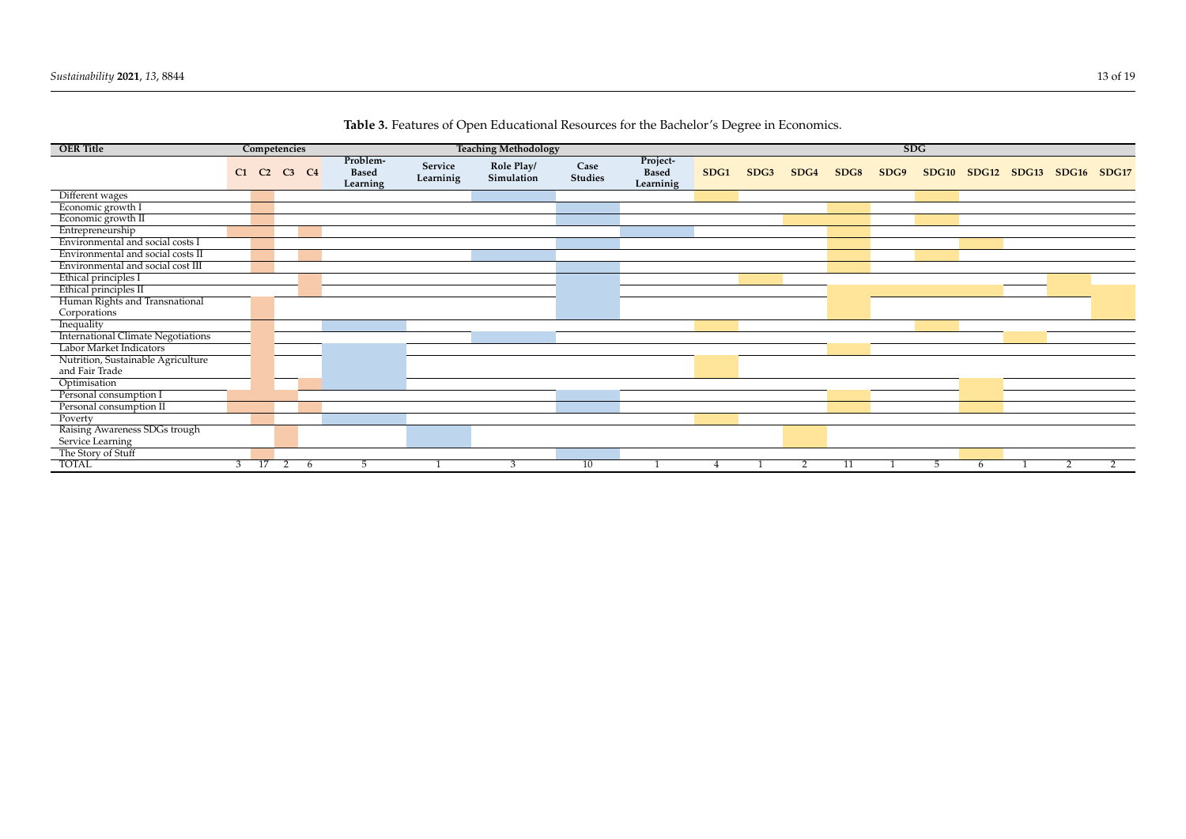**Table 3.** Features of Open Educational Resources for the Bachelor's Degree in Economics.

| OER Title | Competencies | | | | Teaching Methodology | | | | | SDG | | | | | | | | | |
|---|---|---|---|---|---|---|---|---|---|---|---|---|---|---|---|---|---|---|---|
| | C1 | C2 | C3 | C4 | Problem-Based Learning | Service Learninig | Role Play/ Simulation | Case Studies | Project-Based Learninig | SDG1 | SDG3 | SDG4 | SDG8 | SDG9 | SDG10 | SDG12 | SDG13 | SDG16 | SDG17 |
| Different wages | | X | | | | | X | | | X | | | | | X | | | | |
| Economic growth I | | X | | | | | | X | | | | | X | | | | | | |
| Economic growth II | | X | | | | | | X | | | | X | X | | X | | | | |
| Entrepreneurship | X | X | | X | | | | | X | | | | X | | | | | | |
| Environmental and social costs I | | X | | | | | | X | | | | | X | | | X | | | |
| Environmental and social costs II | | X | | X | | | X | | | | | | X | | X | | | | |
| Environmental and social cost III | | X | | | | | | X | | | | | X | | | | | | |
| Ethical principles I | | | | X | | | | X | | | X | | | | | | | X | |
| Ethical principles II | | | | X | | | | X | | | | | X | X | X | X | | X | X |
| Human Rights and Transnational Corporations | | X | | | | | | X | | | | | X | | | | | | X |
| Inequality | | X | | | X | | | | | X | | | | | X | | | | |
| International Climate Negotiations | | X | | | | | X | | | | | | | | | | X | | |
| Labor Market Indicators | | X | | | X | | | | | | | | X | | | | | | |
| Nutrition, Sustainable Agriculture and Fair Trade | | X | | | X | | | | | X | | | | | | | | | |
| Optimisation | | X | | X | X | | | | | | | | | | | X | | | |
| Personal consumption I | X | X | X | | | | | X | | | | | X | | | X | | | |
| Personal consumption II | X | X | | X | | | | X | | | | | X | | | X | | | |
| Poverty | | X | | | X | | | | | X | | | | | | | | | |
| Raising Awareness SDGs trough Service Learning | | | X | | | X | | | | | | X | | | | | | | |
| The Story of Stuff | | X | | | | | | X | | | | | | | | X | | | |
| TOTAL | 3 | 17 | 2 | 6 | 5 | 1 | 3 | 10 | 1 | 4 | 1 | 2 | 11 | 1 | 5 | 6 | 1 | 2 | 2 |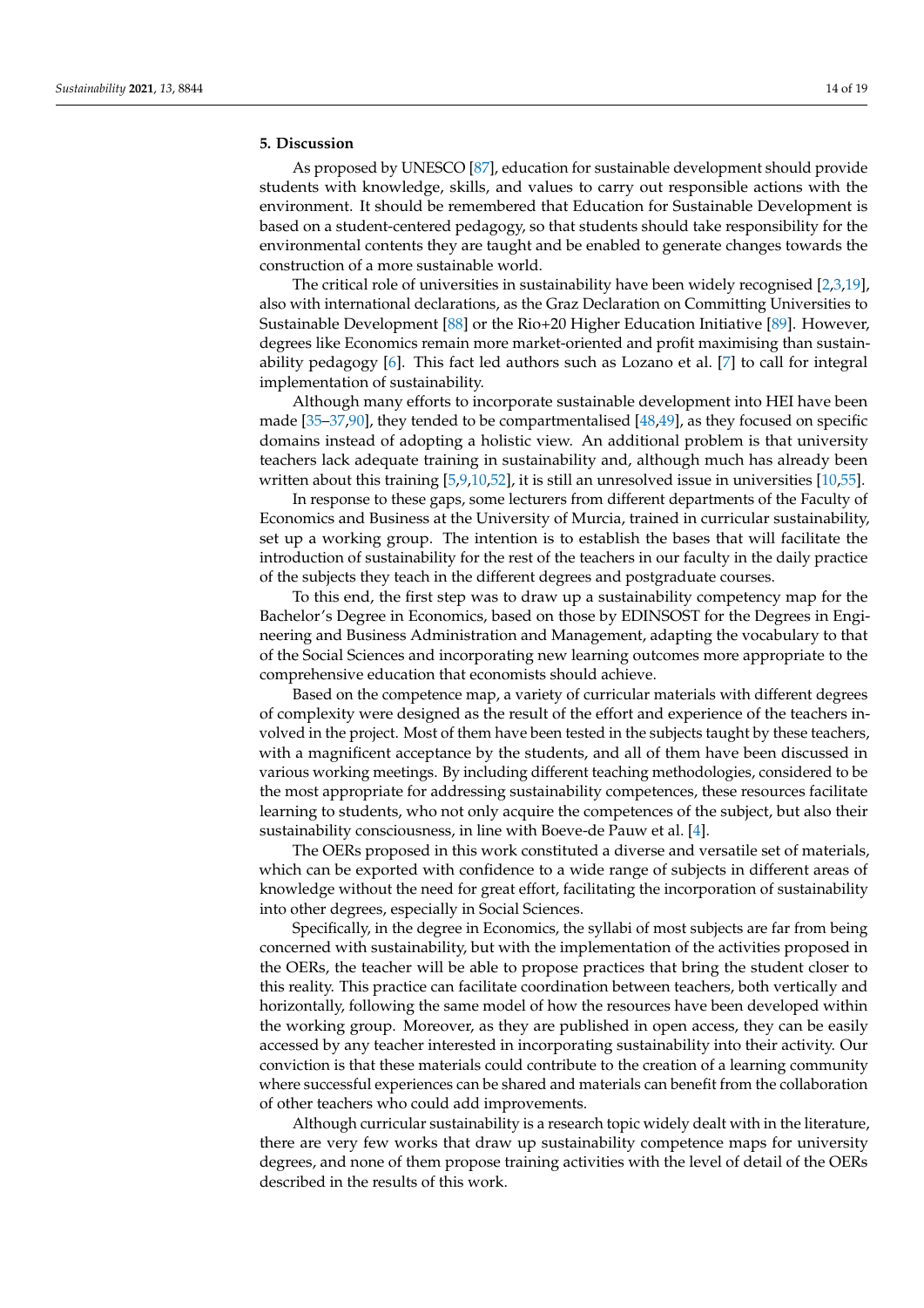## 5. Discussion

As proposed by UNESCO [87], education for sustainable development should provide students with knowledge, skills, and values to carry out responsible actions with the environment. It should be remembered that Education for Sustainable Development is based on a student-centered pedagogy, so that students should take responsibility for the environmental contents they are taught and be enabled to generate changes towards the construction of a more sustainable world.

The critical role of universities in sustainability have been widely recognised [2,3,19], also with international declarations, as the Graz Declaration on Committing Universities to Sustainable Development [88] or the Rio+20 Higher Education Initiative [89]. However, degrees like Economics remain more market-oriented and profit maximising than sustainability pedagogy [6]. This fact led authors such as Lozano et al. [7] to call for integral implementation of sustainability.

Although many efforts to incorporate sustainable development into HEI have been made [35–37,90], they tended to be compartmentalised [48,49], as they focused on specific domains instead of adopting a holistic view. An additional problem is that university teachers lack adequate training in sustainability and, although much has already been written about this training [5,9,10,52], it is still an unresolved issue in universities [10,55].

In response to these gaps, some lecturers from different departments of the Faculty of Economics and Business at the University of Murcia, trained in curricular sustainability, set up a working group. The intention is to establish the bases that will facilitate the introduction of sustainability for the rest of the teachers in our faculty in the daily practice of the subjects they teach in the different degrees and postgraduate courses.

To this end, the first step was to draw up a sustainability competency map for the Bachelor's Degree in Economics, based on those by EDINSOST for the Degrees in Engineering and Business Administration and Management, adapting the vocabulary to that of the Social Sciences and incorporating new learning outcomes more appropriate to the comprehensive education that economists should achieve.

Based on the competence map, a variety of curricular materials with different degrees of complexity were designed as the result of the effort and experience of the teachers involved in the project. Most of them have been tested in the subjects taught by these teachers, with a magnificent acceptance by the students, and all of them have been discussed in various working meetings. By including different teaching methodologies, considered to be the most appropriate for addressing sustainability competences, these resources facilitate learning to students, who not only acquire the competences of the subject, but also their sustainability consciousness, in line with Boeve-de Pauw et al. [4].

The OERs proposed in this work constituted a diverse and versatile set of materials, which can be exported with confidence to a wide range of subjects in different areas of knowledge without the need for great effort, facilitating the incorporation of sustainability into other degrees, especially in Social Sciences.

Specifically, in the degree in Economics, the syllabi of most subjects are far from being concerned with sustainability, but with the implementation of the activities proposed in the OERs, the teacher will be able to propose practices that bring the student closer to this reality. This practice can facilitate coordination between teachers, both vertically and horizontally, following the same model of how the resources have been developed within the working group. Moreover, as they are published in open access, they can be easily accessed by any teacher interested in incorporating sustainability into their activity. Our conviction is that these materials could contribute to the creation of a learning community where successful experiences can be shared and materials can benefit from the collaboration of other teachers who could add improvements.

Although curricular sustainability is a research topic widely dealt with in the literature, there are very few works that draw up sustainability competence maps for university degrees, and none of them propose training activities with the level of detail of the OERs described in the results of this work.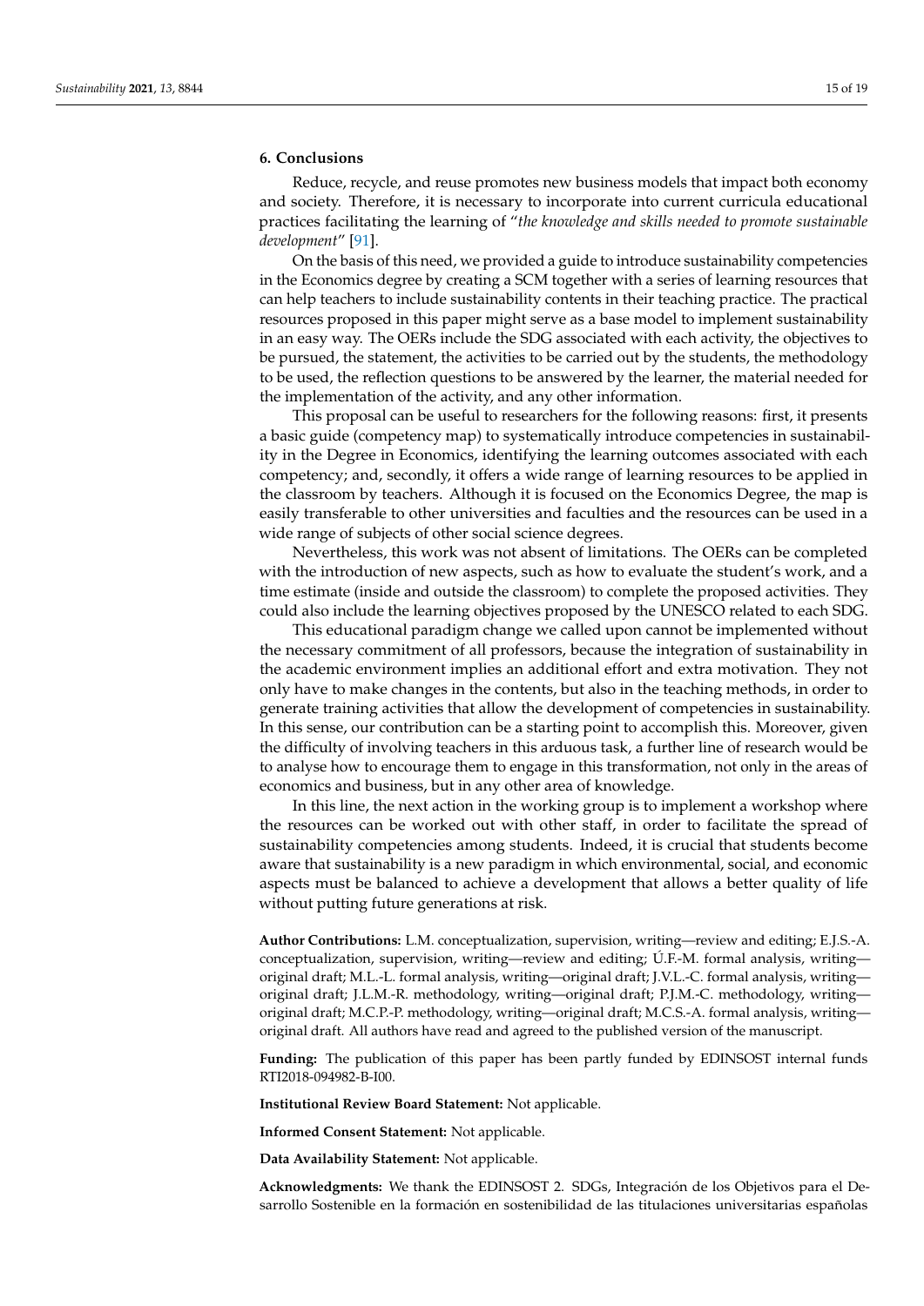## 6. Conclusions

Reduce, recycle, and reuse promotes new business models that impact both economy and society. Therefore, it is necessary to incorporate into current curricula educational practices facilitating the learning of "*the knowledge and skills needed to promote sustainable development*" [91].

On the basis of this need, we provided a guide to introduce sustainability competencies in the Economics degree by creating a SCM together with a series of learning resources that can help teachers to include sustainability contents in their teaching practice. The practical resources proposed in this paper might serve as a base model to implement sustainability in an easy way. The OERs include the SDG associated with each activity, the objectives to be pursued, the statement, the activities to be carried out by the students, the methodology to be used, the reflection questions to be answered by the learner, the material needed for the implementation of the activity, and any other information.

This proposal can be useful to researchers for the following reasons: first, it presents a basic guide (competency map) to systematically introduce competencies in sustainability in the Degree in Economics, identifying the learning outcomes associated with each competency; and, secondly, it offers a wide range of learning resources to be applied in the classroom by teachers. Although it is focused on the Economics Degree, the map is easily transferable to other universities and faculties and the resources can be used in a wide range of subjects of other social science degrees.

Nevertheless, this work was not absent of limitations. The OERs can be completed with the introduction of new aspects, such as how to evaluate the student's work, and a time estimate (inside and outside the classroom) to complete the proposed activities. They could also include the learning objectives proposed by the UNESCO related to each SDG.

This educational paradigm change we called upon cannot be implemented without the necessary commitment of all professors, because the integration of sustainability in the academic environment implies an additional effort and extra motivation. They not only have to make changes in the contents, but also in the teaching methods, in order to generate training activities that allow the development of competencies in sustainability. In this sense, our contribution can be a starting point to accomplish this. Moreover, given the difficulty of involving teachers in this arduous task, a further line of research would be to analyse how to encourage them to engage in this transformation, not only in the areas of economics and business, but in any other area of knowledge.

In this line, the next action in the working group is to implement a workshop where the resources can be worked out with other staff, in order to facilitate the spread of sustainability competencies among students. Indeed, it is crucial that students become aware that sustainability is a new paradigm in which environmental, social, and economic aspects must be balanced to achieve a development that allows a better quality of life without putting future generations at risk.

**Author Contributions:** L.M. conceptualization, supervision, writing—review and editing; E.J.S.-A. conceptualization, supervision, writing—review and editing; Ú.F.-M. formal analysis, writing—original draft; M.L.-L. formal analysis, writing—original draft; J.V.L.-C. formal analysis, writing—original draft; J.L.M.-R. methodology, writing—original draft; P.J.M.-C. methodology, writing—original draft; M.C.P.-P. methodology, writing—original draft; M.C.S.-A. formal analysis, writing—original draft. All authors have read and agreed to the published version of the manuscript.

**Funding:** The publication of this paper has been partly funded by EDINSOST internal funds RTI2018-094982-B-I00.

**Institutional Review Board Statement:** Not applicable.

**Informed Consent Statement:** Not applicable.

**Data Availability Statement:** Not applicable.

**Acknowledgments:** We thank the EDINSOST 2. SDGs, Integración de los Objetivos para el Desarrollo Sostenible en la formación en sostenibilidad de las titulaciones universitarias españolas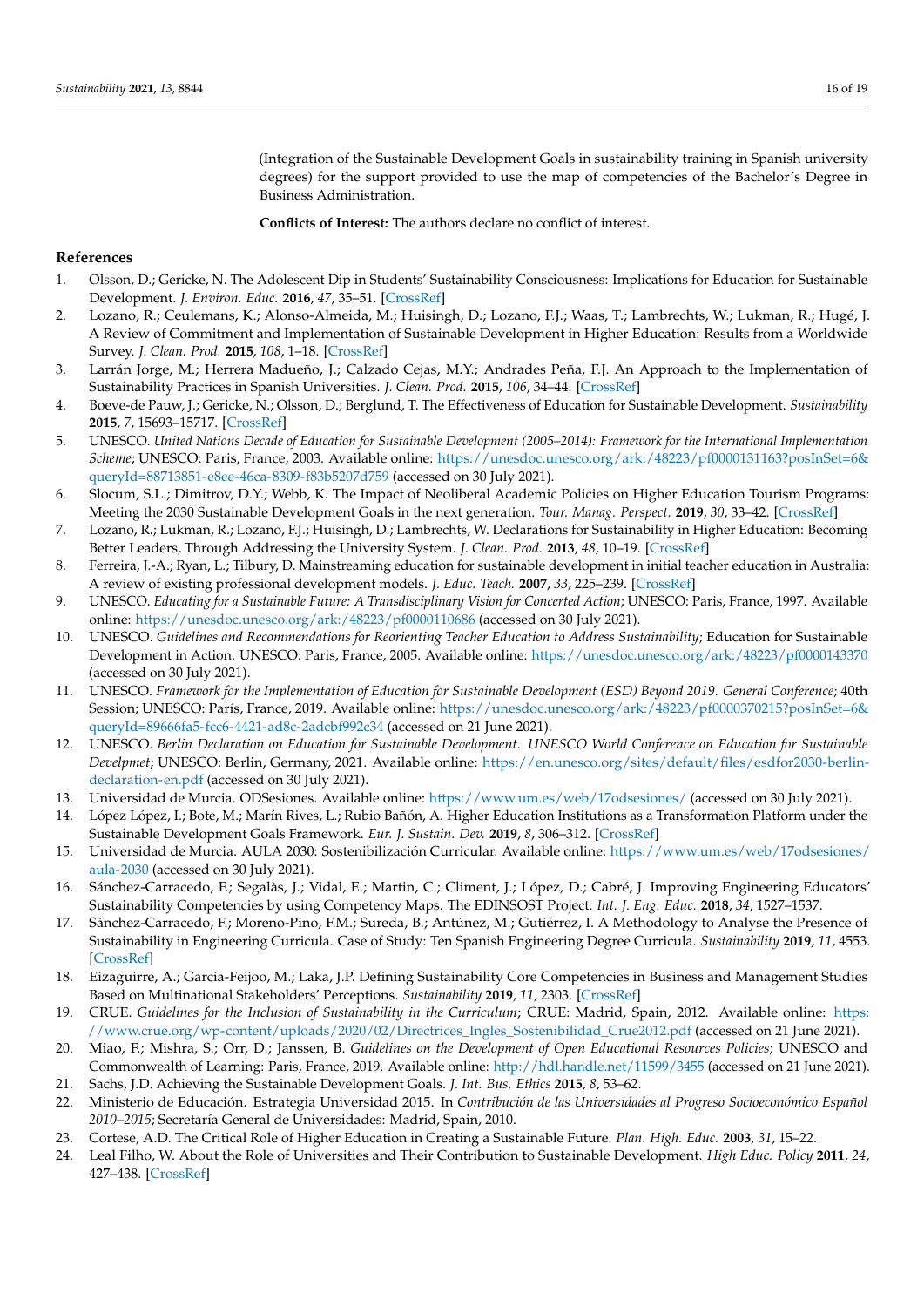(Integration of the Sustainable Development Goals in sustainability training in Spanish university degrees) for the support provided to use the map of competencies of the Bachelor's Degree in Business Administration.

**Conflicts of Interest:** The authors declare no conflict of interest.

## References

1. Olsson, D.; Gericke, N. The Adolescent Dip in Students' Sustainability Consciousness: Implications for Education for Sustainable Development. *J. Environ. Educ.* **2016**, *47*, 35–51. [CrossRef]
2. Lozano, R.; Ceulemans, K.; Alonso-Almeida, M.; Huisingh, D.; Lozano, F.J.; Waas, T.; Lambrechts, W.; Lukman, R.; Hugé, J. A Review of Commitment and Implementation of Sustainable Development in Higher Education: Results from a Worldwide Survey. *J. Clean. Prod.* **2015**, *108*, 1–18. [CrossRef]
3. Larrán Jorge, M.; Herrera Madueño, J.; Calzado Cejas, M.Y.; Andrades Peña, F.J. An Approach to the Implementation of Sustainability Practices in Spanish Universities. *J. Clean. Prod.* **2015**, *106*, 34–44. [CrossRef]
4. Boeve-de Pauw, J.; Gericke, N.; Olsson, D.; Berglund, T. The Effectiveness of Education for Sustainable Development. *Sustainability* **2015**, *7*, 15693–15717. [CrossRef]
5. UNESCO. *United Nations Decade of Education for Sustainable Development (2005–2014): Framework for the International Implementation Scheme*; UNESCO: Paris, France, 2003. Available online: https://unesdoc.unesco.org/ark:/48223/pf0000131163?posInSet=6&queryId=88713851-e8ee-46ca-8309-f83b5207d759 (accessed on 30 July 2021).
6. Slocum, S.L.; Dimitrov, D.Y.; Webb, K. The Impact of Neoliberal Academic Policies on Higher Education Tourism Programs: Meeting the 2030 Sustainable Development Goals in the next generation. *Tour. Manag. Perspect.* **2019**, *30*, 33–42. [CrossRef]
7. Lozano, R.; Lukman, R.; Lozano, F.J.; Huisingh, D.; Lambrechts, W. Declarations for Sustainability in Higher Education: Becoming Better Leaders, Through Addressing the University System. *J. Clean. Prod.* **2013**, *48*, 10–19. [CrossRef]
8. Ferreira, J.-A.; Ryan, L.; Tilbury, D. Mainstreaming education for sustainable development in initial teacher education in Australia: A review of existing professional development models. *J. Educ. Teach.* **2007**, *33*, 225–239. [CrossRef]
9. UNESCO. *Educating for a Sustainable Future: A Transdisciplinary Vision for Concerted Action*; UNESCO: Paris, France, 1997. Available online: https://unesdoc.unesco.org/ark:/48223/pf0000110686 (accessed on 30 July 2021).
10. UNESCO. *Guidelines and Recommendations for Reorienting Teacher Education to Address Sustainability*; Education for Sustainable Development in Action. UNESCO: Paris, France, 2005. Available online: https://unesdoc.unesco.org/ark:/48223/pf0000143370 (accessed on 30 July 2021).
11. UNESCO. *Framework for the Implementation of Education for Sustainable Development (ESD) Beyond 2019. General Conference*; 40th Session; UNESCO: París, France, 2019. Available online: https://unesdoc.unesco.org/ark:/48223/pf0000370215?posInSet=6&queryId=89666fa5-fcc6-4421-ad8c-2adcbf992c34 (accessed on 21 June 2021).
12. UNESCO. *Berlin Declaration on Education for Sustainable Development. UNESCO World Conference on Education for Sustainable Develpmet*; UNESCO: Berlin, Germany, 2021. Available online: https://en.unesco.org/sites/default/files/esdfor2030-berlin-declaration-en.pdf (accessed on 30 July 2021).
13. Universidad de Murcia. ODSesiones. Available online: https://www.um.es/web/17odsesiones/ (accessed on 30 July 2021).
14. López López, I.; Bote, M.; Marín Rives, L.; Rubio Bañón, A. Higher Education Institutions as a Transformation Platform under the Sustainable Development Goals Framework. *Eur. J. Sustain. Dev.* **2019**, *8*, 306–312. [CrossRef]
15. Universidad de Murcia. AULA 2030: Sostenibilización Curricular. Available online: https://www.um.es/web/17odsesiones/aula-2030 (accessed on 30 July 2021).
16. Sánchez-Carracedo, F.; Segalàs, J.; Vidal, E.; Martin, C.; Climent, J.; López, D.; Cabré, J. Improving Engineering Educators' Sustainability Competencies by using Competency Maps. The EDINSOST Project. *Int. J. Eng. Educ.* **2018**, *34*, 1527–1537.
17. Sánchez-Carracedo, F.; Moreno-Pino, F.M.; Sureda, B.; Antúnez, M.; Gutiérrez, I. A Methodology to Analyse the Presence of Sustainability in Engineering Curricula. Case of Study: Ten Spanish Engineering Degree Curricula. *Sustainability* **2019**, *11*, 4553. [CrossRef]
18. Eizaguirre, A.; García-Feijoo, M.; Laka, J.P. Defining Sustainability Core Competencies in Business and Management Studies Based on Multinational Stakeholders' Perceptions. *Sustainability* **2019**, *11*, 2303. [CrossRef]
19. CRUE. *Guidelines for the Inclusion of Sustainability in the Curriculum*; CRUE: Madrid, Spain, 2012. Available online: https://www.crue.org/wp-content/uploads/2020/02/Directrices_Ingles_Sostenibilidad_Crue2012.pdf (accessed on 21 June 2021).
20. Miao, F.; Mishra, S.; Orr, D.; Janssen, B. *Guidelines on the Development of Open Educational Resources Policies*; UNESCO and Commonwealth of Learning: Paris, France, 2019. Available online: http://hdl.handle.net/11599/3455 (accessed on 21 June 2021).
21. Sachs, J.D. Achieving the Sustainable Development Goals. *J. Int. Bus. Ethics* **2015**, *8*, 53–62.
22. Ministerio de Educación. Estrategia Universidad 2015. In *Contribución de las Universidades al Progreso Socioeconómico Español 2010–2015*; Secretaría General de Universidades: Madrid, Spain, 2010.
23. Cortese, A.D. The Critical Role of Higher Education in Creating a Sustainable Future. *Plan. High. Educ.* **2003**, *31*, 15–22.
24. Leal Filho, W. About the Role of Universities and Their Contribution to Sustainable Development. *High Educ. Policy* **2011**, *24*, 427–438. [CrossRef]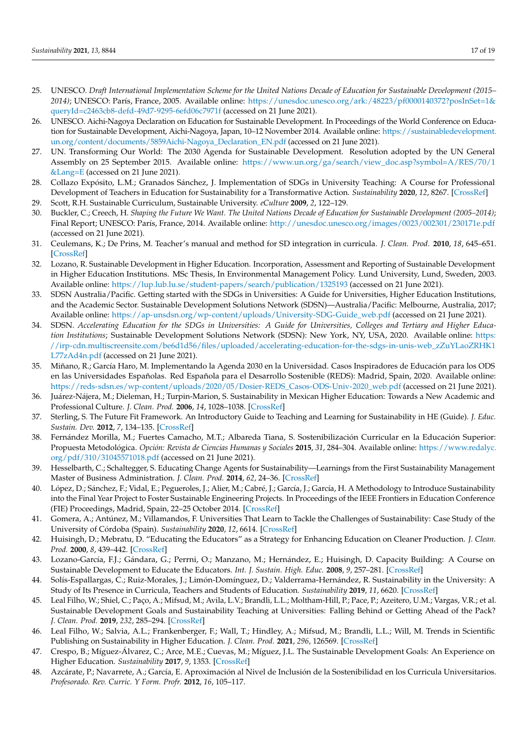25. UNESCO. *Draft International Implementation Scheme for the United Nations Decade of Education for Sustainable Development (2015–2014)*; UNESCO: París, France, 2005. Available online: https://unesdoc.unesco.org/ark:/48223/pf0000140372?posInSet=1&queryId=c2463cb8-defd-49d7-9295-6efd06c7971f (accessed on 21 June 2021).
26. UNESCO. Aichi-Nagoya Declaration on Education for Sustainable Development. In Proceedings of the World Conference on Education for Sustainable Development, Aichi-Nagoya, Japan, 10–12 November 2014. Available online: https://sustainabledevelopment.un.org/content/documents/5859Aichi-Nagoya_Declaration_EN.pdf (accessed on 21 June 2021).
27. UN. Transforming Our World: The 2030 Agenda for Sustainable Development. Resolution adopted by the UN General Assembly on 25 September 2015. Available online: https://www.un.org/ga/search/view_doc.asp?symbol=A/RES/70/1&Lang=E (accessed on 21 June 2021).
28. Collazo Expósito, L.M.; Granados Sánchez, J. Implementation of SDGs in University Teaching: A Course for Professional Development of Teachers in Education for Sustainability for a Transformative Action. *Sustainability* **2020**, *12*, 8267. [CrossRef]
29. Scott, R.H. Sustainable Curriculum, Sustainable University. *eCulture* **2009**, *2*, 122–129.
30. Buckler, C.; Creech, H. *Shaping the Future We Want. The United Nations Decade of Education for Sustainable Development (2005–2014)*; Final Report; UNESCO: París, France, 2014. Available online: http://unesdoc.unesco.org/images/0023/002301/230171e.pdf (accessed on 21 June 2021).
31. Ceulemans, K.; De Prins, M. Teacher's manual and method for SD integration in curricula. *J. Clean. Prod.* **2010**, *18*, 645–651. [CrossRef]
32. Lozano, R. Sustainable Development in Higher Education. Incorporation, Assessment and Reporting of Sustainable Development in Higher Education Institutions. MSc Thesis, In Environmental Management Policy. Lund University, Lund, Sweden, 2003. Available online: https://lup.lub.lu.se/student-papers/search/publication/1325193 (accessed on 21 June 2021).
33. SDSN Australia/Pacific. Getting started with the SDGs in Universities: A Guide for Universities, Higher Education Institutions, and the Academic Sector. Sustainable Development Solutions Network (SDSN)—Australia/Pacific: Melbourne, Australia, 2017; Available online: https://ap-unsdsn.org/wp-content/uploads/University-SDG-Guide_web.pdf (accessed on 21 June 2021).
34. SDSN. *Accelerating Education for the SDGs in Universities: A Guide for Universities, Colleges and Tertiary and Higher Education Institutions*; Sustainable Development Solutions Network (SDSN): New York, NY, USA, 2020. Available online: https://irp-cdn.multiscreensite.com/be6d1d56/files/uploaded/accelerating-education-for-the-sdgs-in-unis-web_zZuYLaoZRHK1L77zAd4n.pdf (accessed on 21 June 2021).
35. Miñano, R.; García Haro, M. Implementando la Agenda 2030 en la Universidad. Casos Inspiradores de Educación para los ODS en las Universidades Españolas. Red Española para el Desarrollo Sostenible (REDS): Madrid, Spain, 2020. Available online: https://reds-sdsn.es/wp-content/uploads/2020/05/Dosier-REDS_Casos-ODS-Univ-2020_web.pdf (accessed on 21 June 2021).
36. Juárez-Nájera, M.; Dieleman, H.; Turpin-Marion, S. Sustainability in Mexican Higher Education: Towards a New Academic and Professional Culture. *J. Clean. Prod.* **2006**, *14*, 1028–1038. [CrossRef]
37. Sterling, S. The Future Fit Framework. An Introductory Guide to Teaching and Learning for Sustainability in HE (Guide). *J. Educ. Sustain. Dev.* **2012**, *7*, 134–135. [CrossRef]
38. Fernández Morilla, M.; Fuertes Camacho, M.T.; Albareda Tiana, S. Sostenibilización Curricular en la Educación Superior: Propuesta Metodológica. *Opción: Revista de Ciencias Humanas y Sociales* **2015**, *31*, 284–304. Available online: https://www.redalyc.org/pdf/310/31045571018.pdf (accessed on 21 June 2021).
39. Hesselbarth, C.; Schaltegger, S. Educating Change Agents for Sustainability—Learnings from the First Sustainability Management Master of Business Administration. *J. Clean. Prod.* **2014**, *62*, 24–36. [CrossRef]
40. López, D.; Sánchez, F.; Vidal, E.; Pegueroles, J.; Alier, M.; Cabré, J.; García, J.; García, H. A Methodology to Introduce Sustainability into the Final Year Project to Foster Sustainable Engineering Projects. In Proceedings of the IEEE Frontiers in Education Conference (FIE) Proceedings, Madrid, Spain, 22–25 October 2014. [CrossRef]
41. Gomera, A.; Antúnez, M.; Villamandos, F. Universities That Learn to Tackle the Challenges of Sustainability: Case Study of the University of Córdoba (Spain). *Sustainability* **2020**, *12*, 6614. [CrossRef]
42. Huisingh, D.; Mebratu, D. "Educating the Educators" as a Strategy for Enhancing Education on Cleaner Production. *J. Clean. Prod.* **2000**, *8*, 439–442. [CrossRef]
43. Lozano-García, F.J.; Gándara, G.; Perrni, O.; Manzano, M.; Hernández, E.; Huisingh, D. Capacity Building: A Course on Sustainable Development to Educate the Educators. *Int. J. Sustain. High. Educ.* **2008**, *9*, 257–281. [CrossRef]
44. Solís-Espallargas, C.; Ruiz-Morales, J.; Limón-Domínguez, D.; Valderrama-Hernández, R. Sustainability in the University: A Study of Its Presence in Curricula, Teachers and Students of Education. *Sustainability* **2019**, *11*, 6620. [CrossRef]
45. Leal Filho, W.; Shiel, C.; Paço, A.; Mifsud, M.; Avila, L.V.; Brandli, L.L.; Moltham-Hill, P.; Pace, P.; Azeitero, U.M.; Vargas, V.R.; et al. Sustainable Development Goals and Sustainability Teaching at Universities: Falling Behind or Getting Ahead of the Pack? *J. Clean. Prod.* **2019**, *232*, 285–294. [CrossRef]
46. Leal Filho, W.; Salvia, A.L.; Frankenberger, F.; Wall, T.; Hindley, A.; Mifsud, M.; Brandli, L.L.; Will, M. Trends in Scientific Publishing on Sustainability in Higher Education. *J. Clean. Prod.* **2021**, *296*, 126569. [CrossRef]
47. Crespo, B.; Míguez-Álvarez, C.; Arce, M.E.; Cuevas, M.; Míguez, J.L. The Sustainable Development Goals: An Experience on Higher Education. *Sustainability* **2017**, *9*, 1353. [CrossRef]
48. Azcárate, P.; Navarrete, A.; García, E. Aproximación al Nivel de Inclusión de la Sostenibilidad en los Curricula Universitarios. *Profesorado. Rev. Curric. Y Form. Profr.* **2012**, *16*, 105–117.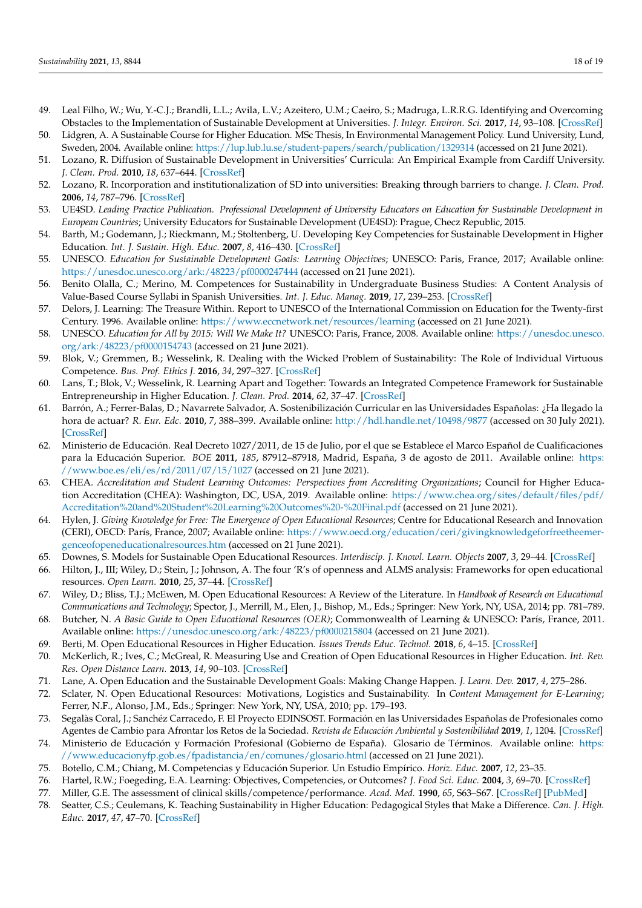49. Leal Filho, W.; Wu, Y.-C.J.; Brandli, L.L.; Avila, L.V.; Azeitero, U.M.; Caeiro, S.; Madruga, L.R.R.G. Identifying and Overcoming Obstacles to the Implementation of Sustainable Development at Universities. *J. Integr. Environ. Sci.* **2017**, *14*, 93–108. [CrossRef]
50. Lidgren, A. A Sustainable Course for Higher Education. MSc Thesis, In Environmental Management Policy. Lund University, Lund, Sweden, 2004. Available online: https://lup.lub.lu.se/student-papers/search/publication/1329314 (accessed on 21 June 2021).
51. Lozano, R. Diffusion of Sustainable Development in Universities' Curricula: An Empirical Example from Cardiff University. *J. Clean. Prod.* **2010**, *18*, 637–644. [CrossRef]
52. Lozano, R. Incorporation and institutionalization of SD into universities: Breaking through barriers to change. *J. Clean. Prod.* **2006**, *14*, 787–796. [CrossRef]
53. UE4SD. *Leading Practice Publication. Professional Development of University Educators on Education for Sustainable Development in European Countries*; University Educators for Sustainable Development (UE4SD): Prague, Checz Republic, 2015.
54. Barth, M.; Godemann, J.; Rieckmann, M.; Stoltenberg, U. Developing Key Competencies for Sustainable Development in Higher Education. *Int. J. Sustain. High. Educ.* **2007**, *8*, 416–430. [CrossRef]
55. UNESCO. *Education for Sustainable Development Goals: Learning Objectives*; UNESCO: Paris, France, 2017; Available online: https://unesdoc.unesco.org/ark:/48223/pf0000247444 (accessed on 21 June 2021).
56. Benito Olalla, C.; Merino, M. Competences for Sustainability in Undergraduate Business Studies: A Content Analysis of Value-Based Course Syllabi in Spanish Universities. *Int. J. Educ. Manag.* **2019**, *17*, 239–253. [CrossRef]
57. Delors, J. Learning: The Treasure Within. Report to UNESCO of the International Commission on Education for the Twenty-first Century. 1996. Available online: https://www.eccnetwork.net/resources/learning (accessed on 21 June 2021).
58. UNESCO. *Education for All by 2015: Will We Make It?* UNESCO: Paris, France, 2008. Available online: https://unesdoc.unesco.org/ark:/48223/pf0000154743 (accessed on 21 June 2021).
59. Blok, V.; Gremmen, B.; Wesselink, R. Dealing with the Wicked Problem of Sustainability: The Role of Individual Virtuous Competence. *Bus. Prof. Ethics J.* **2016**, *34*, 297–327. [CrossRef]
60. Lans, T.; Blok, V.; Wesselink, R. Learning Apart and Together: Towards an Integrated Competence Framework for Sustainable Entrepreneurship in Higher Education. *J. Clean. Prod.* **2014**, *62*, 37–47. [CrossRef]
61. Barrón, A.; Ferrer-Balas, D.; Navarrete Salvador, A. Sostenibilización Curricular en las Universidades Españolas: ¿Ha llegado la hora de actuar? *R. Eur. Edc.* **2010**, *7*, 388–399. Available online: http://hdl.handle.net/10498/9877 (accessed on 30 July 2021). [CrossRef]
62. Ministerio de Educación. Real Decreto 1027/2011, de 15 de Julio, por el que se Establece el Marco Español de Cualificaciones para la Educación Superior. *BOE* **2011**, *185*, 87912–87918, Madrid, España, 3 de agosto de 2011. Available online: https://www.boe.es/eli/es/rd/2011/07/15/1027 (accessed on 21 June 2021).
63. CHEA. *Accreditation and Student Learning Outcomes: Perspectives from Accrediting Organizations*; Council for Higher Education Accreditation (CHEA): Washington, DC, USA, 2019. Available online: https://www.chea.org/sites/default/files/pdf/Accreditation%20and%20Student%20Learning%20Outcomes%20-%20Final.pdf (accessed on 21 June 2021).
64. Hylen, J. *Giving Knowledge for Free: The Emergence of Open Educational Resources*; Centre for Educational Research and Innovation (CERI), OECD: París, France, 2007; Available online: https://www.oecd.org/education/ceri/givingknowledgeforfreetheemergenceofopeneducationalresources.htm (accessed on 21 June 2021).
65. Downes, S. Models for Sustainable Open Educational Resources. *Interdiscip. J. Knowl. Learn. Objects* **2007**, *3*, 29–44. [CrossRef]
66. Hilton, J., III; Wiley, D.; Stein, J.; Johnson, A. The four 'R's of openness and ALMS analysis: Frameworks for open educational resources. *Open Learn.* **2010**, *25*, 37–44. [CrossRef]
67. Wiley, D.; Bliss, T.J.; McEwen, M. Open Educational Resources: A Review of the Literature. In *Handbook of Research on Educational Communications and Technology*; Spector, J., Merrill, M., Elen, J., Bishop, M., Eds.; Springer: New York, NY, USA, 2014; pp. 781–789.
68. Butcher, N. *A Basic Guide to Open Educational Resources (OER)*; Commonwealth of Learning & UNESCO: París, France, 2011. Available online: https://unesdoc.unesco.org/ark:/48223/pf0000215804 (accessed on 21 June 2021).
69. Berti, M. Open Educational Resources in Higher Education. *Issues Trends Educ. Technol.* **2018**, *6*, 4–15. [CrossRef]
70. McKerlich, R.; Ives, C.; McGreal, R. Measuring Use and Creation of Open Educational Resources in Higher Education. *Int. Rev. Res. Open Distance Learn.* **2013**, *14*, 90–103. [CrossRef]
71. Lane, A. Open Education and the Sustainable Development Goals: Making Change Happen. *J. Learn. Dev.* **2017**, *4*, 275–286.
72. Sclater, N. Open Educational Resources: Motivations, Logistics and Sustainability. In *Content Management for E-Learning*; Ferrer, N.F., Alonso, J.M., Eds.; Springer: New York, NY, USA, 2010; pp. 179–193.
73. Segalàs Coral, J.; Sanchéz Carracedo, F. El Proyecto EDINSOST. Formación en las Universidades Españolas de Profesionales como Agentes de Cambio para Afrontar los Retos de la Sociedad. *Revista de Educación Ambiental y Sostenibilidad* **2019**, *1*, 1204. [CrossRef]
74. Ministerio de Educación y Formación Profesional (Gobierno de España). Glosario de Términos. Available online: https://www.educacionyfp.gob.es/fpadistancia/en/comunes/glosario.html (accessed on 21 June 2021).
75. Botello, C.M.; Chiang, M. Competencias y Educación Superior. Un Estudio Empírico. *Horiz. Educ.* **2007**, *12*, 23–35.
76. Hartel, R.W.; Foegeding, E.A. Learning: Objectives, Competencies, or Outcomes? *J. Food Sci. Educ.* **2004**, *3*, 69–70. [CrossRef]
77. Miller, G.E. The assessment of clinical skills/competence/performance. *Acad. Med.* **1990**, *65*, S63–S67. [CrossRef] [PubMed]
78. Seatter, C.S.; Ceulemans, K. Teaching Sustainability in Higher Education: Pedagogical Styles that Make a Difference. *Can. J. High. Educ.* **2017**, *47*, 47–70. [CrossRef]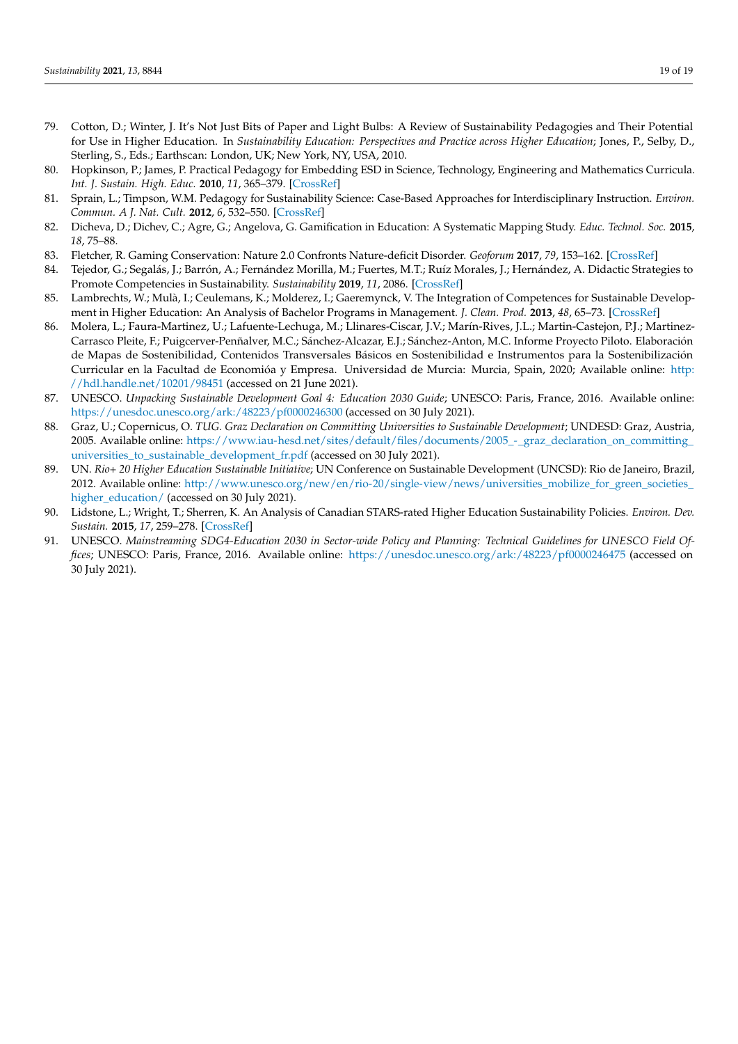79. Cotton, D.; Winter, J. It's Not Just Bits of Paper and Light Bulbs: A Review of Sustainability Pedagogies and Their Potential for Use in Higher Education. In *Sustainability Education: Perspectives and Practice across Higher Education*; Jones, P., Selby, D., Sterling, S., Eds.; Earthscan: London, UK; New York, NY, USA, 2010.
80. Hopkinson, P.; James, P. Practical Pedagogy for Embedding ESD in Science, Technology, Engineering and Mathematics Curricula. *Int. J. Sustain. High. Educ.* **2010**, *11*, 365–379. [CrossRef]
81. Sprain, L.; Timpson, W.M. Pedagogy for Sustainability Science: Case-Based Approaches for Interdisciplinary Instruction. *Environ. Commun. A J. Nat. Cult.* **2012**, *6*, 532–550. [CrossRef]
82. Dicheva, D.; Dichev, C.; Agre, G.; Angelova, G. Gamification in Education: A Systematic Mapping Study. *Educ. Technol. Soc.* **2015**, *18*, 75–88.
83. Fletcher, R. Gaming Conservation: Nature 2.0 Confronts Nature-deficit Disorder. *Geoforum* **2017**, *79*, 153–162. [CrossRef]
84. Tejedor, G.; Segalás, J.; Barrón, A.; Fernández Morilla, M.; Fuertes, M.T.; Ruíz Morales, J.; Hernández, A. Didactic Strategies to Promote Competencies in Sustainability. *Sustainability* **2019**, *11*, 2086. [CrossRef]
85. Lambrechts, W.; Mulà, I.; Ceulemans, K.; Molderez, I.; Gaeremynck, V. The Integration of Competences for Sustainable Development in Higher Education: An Analysis of Bachelor Programs in Management. *J. Clean. Prod.* **2013**, *48*, 65–73. [CrossRef]
86. Molera, L.; Faura-Martinez, U.; Lafuente-Lechuga, M.; Llinares-Ciscar, J.V.; Marín-Rives, J.L.; Martin-Castejon, P.J.; Martinez-Carrasco Pleite, F.; Puigcerver-Peñalver, M.C.; Sánchez-Alcazar, E.J.; Sánchez-Anton, M.C. Informe Proyecto Piloto. Elaboración de Mapas de Sostenibilidad, Contenidos Transversales Básicos en Sostenibilidad e Instrumentos para la Sostenibilización Curricular en la Facultad de Economióa y Empresa. Universidad de Murcia: Murcia, Spain, 2020; Available online: http://hdl.handle.net/10201/98451 (accessed on 21 June 2021).
87. UNESCO. *Unpacking Sustainable Development Goal 4: Education 2030 Guide*; UNESCO: Paris, France, 2016. Available online: https://unesdoc.unesco.org/ark:/48223/pf0000246300 (accessed on 30 July 2021).
88. Graz, U.; Copernicus, O. *TUG. Graz Declaration on Committing Universities to Sustainable Development*; UNDESD: Graz, Austria, 2005. Available online: https://www.iau-hesd.net/sites/default/files/documents/2005_-_graz_declaration_on_committing_universities_to_sustainable_development_fr.pdf (accessed on 30 July 2021).
89. UN. *Rio+ 20 Higher Education Sustainable Initiative*; UN Conference on Sustainable Development (UNCSD): Rio de Janeiro, Brazil, 2012. Available online: http://www.unesco.org/new/en/rio-20/single-view/news/universities_mobilize_for_green_societies_higher_education/ (accessed on 30 July 2021).
90. Lidstone, L.; Wright, T.; Sherren, K. An Analysis of Canadian STARS-rated Higher Education Sustainability Policies. *Environ. Dev. Sustain.* **2015**, *17*, 259–278. [CrossRef]
91. UNESCO. *Mainstreaming SDG4-Education 2030 in Sector-wide Policy and Planning: Technical Guidelines for UNESCO Field Offices*; UNESCO: Paris, France, 2016. Available online: https://unesdoc.unesco.org/ark:/48223/pf0000246475 (accessed on 30 July 2021).